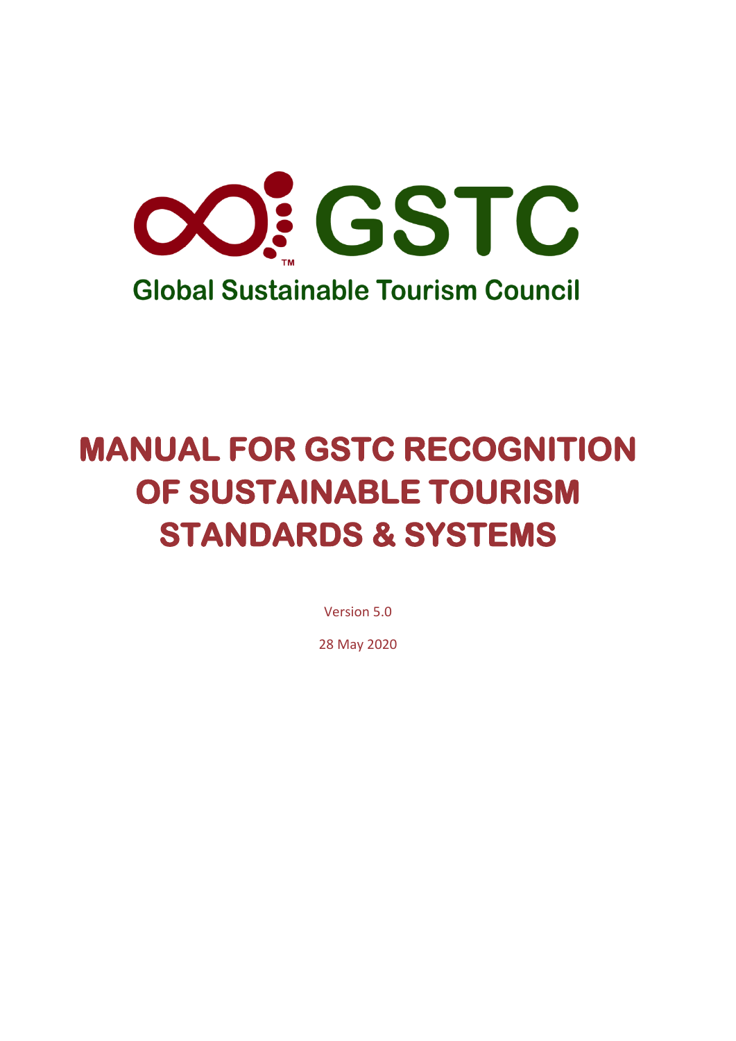GSTC

Global Sustainable Tourism Council

# MANUAL FOR GSTC RECOGNITION OF SUSTAINABLE TOURISM STANDARDS & SYSTEMS

Version 5.0

28 May 2020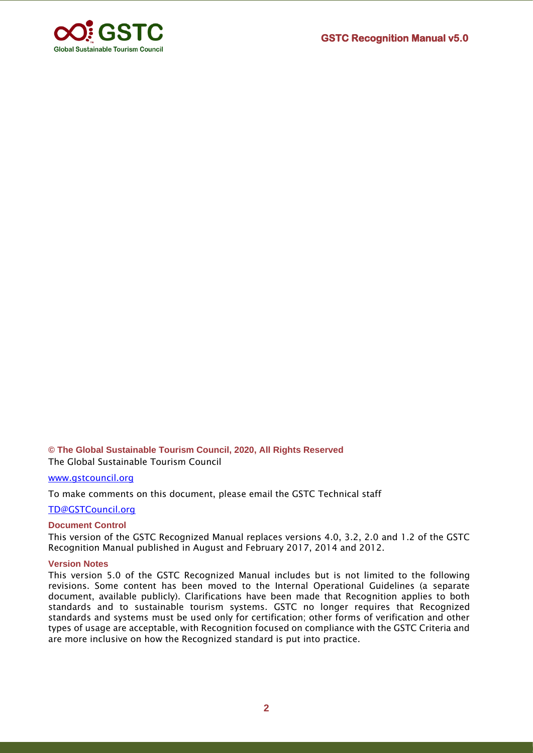**© The Global Sustainable Tourism Council, 2020, All Rights Reserved**

The Global Sustainable Tourism Council

www.gstcouncil.org

To make comments on this document, please email the GSTC Technical staff

TD@GSTCouncil.org

### Document Control

This version of the GSTC Recognized Manual replaces versions 4.0, 3.2, 2.0 and 1.2 of the GSTC Recognition Manual published in August and February 2017, 2014 and 2012.

### Version Notes

This version 5.0 of the GSTC Recognized Manual includes but is not limited to the following revisions. Some content has been moved to the Internal Operational Guidelines (a separate document, available publicly). Clarifications have been made that Recognition applies to both standards and to sustainable tourism systems. GSTC no longer requires that Recognized standards and systems must be used only for certification; other forms of verification and other types of usage are acceptable, with Recognition focused on compliance with the GSTC Criteria and are more inclusive on how the Recognized standard is put into practice.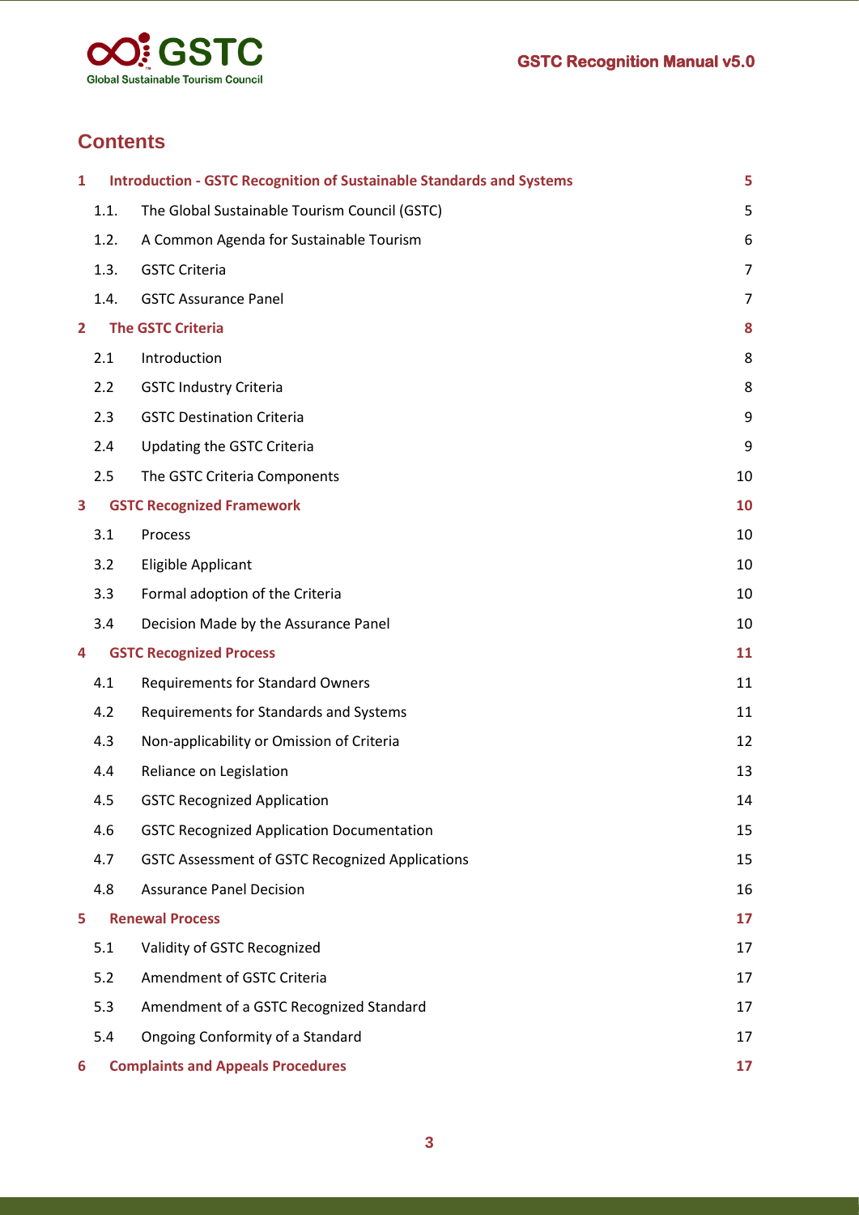# Contents

| | | |
|---|---|---|
| **1** | **Introduction - GSTC Recognition of Sustainable Standards and Systems** | **5** |
| 1.1. | The Global Sustainable Tourism Council (GSTC) | 5 |
| 1.2. | A Common Agenda for Sustainable Tourism | 6 |
| 1.3. | GSTC Criteria | 7 |
| 1.4. | GSTC Assurance Panel | 7 |
| **2** | **The GSTC Criteria** | **8** |
| 2.1 | Introduction | 8 |
| 2.2 | GSTC Industry Criteria | 8 |
| 2.3 | GSTC Destination Criteria | 9 |
| 2.4 | Updating the GSTC Criteria | 9 |
| 2.5 | The GSTC Criteria Components | 10 |
| **3** | **GSTC Recognized Framework** | **10** |
| 3.1 | Process | 10 |
| 3.2 | Eligible Applicant | 10 |
| 3.3 | Formal adoption of the Criteria | 10 |
| 3.4 | Decision Made by the Assurance Panel | 10 |
| **4** | **GSTC Recognized Process** | **11** |
| 4.1 | Requirements for Standard Owners | 11 |
| 4.2 | Requirements for Standards and Systems | 11 |
| 4.3 | Non-applicability or Omission of Criteria | 12 |
| 4.4 | Reliance on Legislation | 13 |
| 4.5 | GSTC Recognized Application | 14 |
| 4.6 | GSTC Recognized Application Documentation | 15 |
| 4.7 | GSTC Assessment of GSTC Recognized Applications | 15 |
| 4.8 | Assurance Panel Decision | 16 |
| **5** | **Renewal Process** | **17** |
| 5.1 | Validity of GSTC Recognized | 17 |
| 5.2 | Amendment of GSTC Criteria | 17 |
| 5.3 | Amendment of a GSTC Recognized Standard | 17 |
| 5.4 | Ongoing Conformity of a Standard | 17 |
| **6** | **Complaints and Appeals Procedures** | **17** |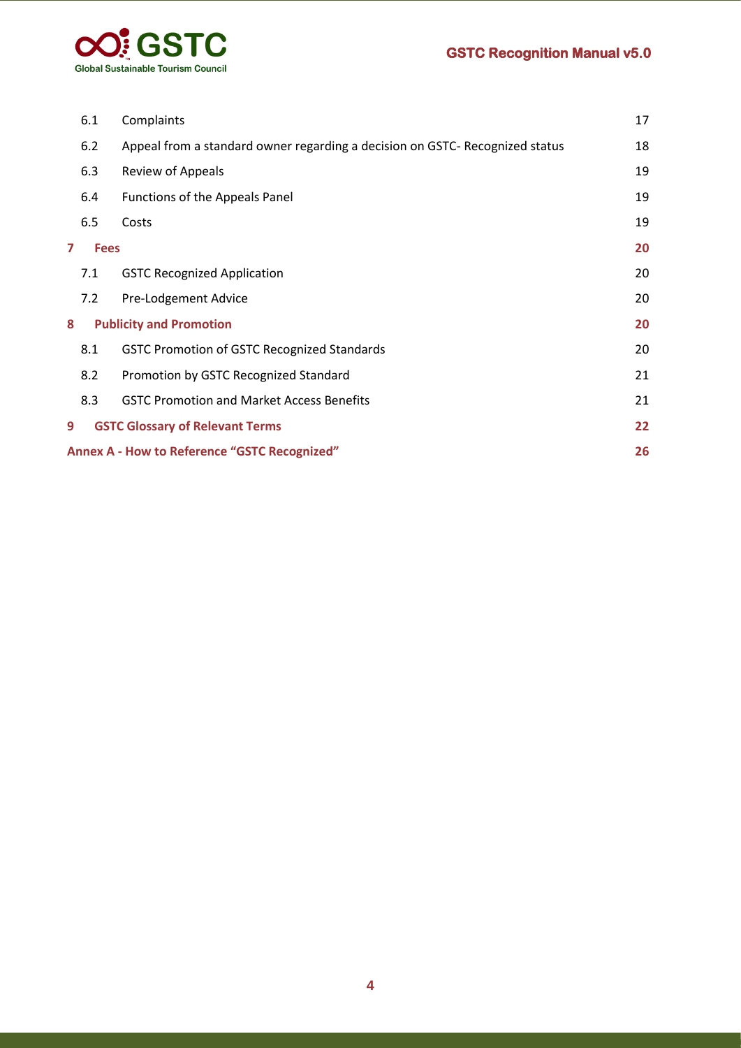| | | |
|---|---|---|
| 6.1 | Complaints | 17 |
| 6.2 | Appeal from a standard owner regarding a decision on GSTC- Recognized status | 18 |
| 6.3 | Review of Appeals | 19 |
| 6.4 | Functions of the Appeals Panel | 19 |
| 6.5 | Costs | 19 |
| **7** | **Fees** | **20** |
| 7.1 | GSTC Recognized Application | 20 |
| 7.2 | Pre-Lodgement Advice | 20 |
| **8** | **Publicity and Promotion** | **20** |
| 8.1 | GSTC Promotion of GSTC Recognized Standards | 20 |
| 8.2 | Promotion by GSTC Recognized Standard | 21 |
| 8.3 | GSTC Promotion and Market Access Benefits | 21 |
| **9** | **GSTC Glossary of Relevant Terms** | **22** |
| **Annex A - How to Reference "GSTC Recognized"** | | **26** |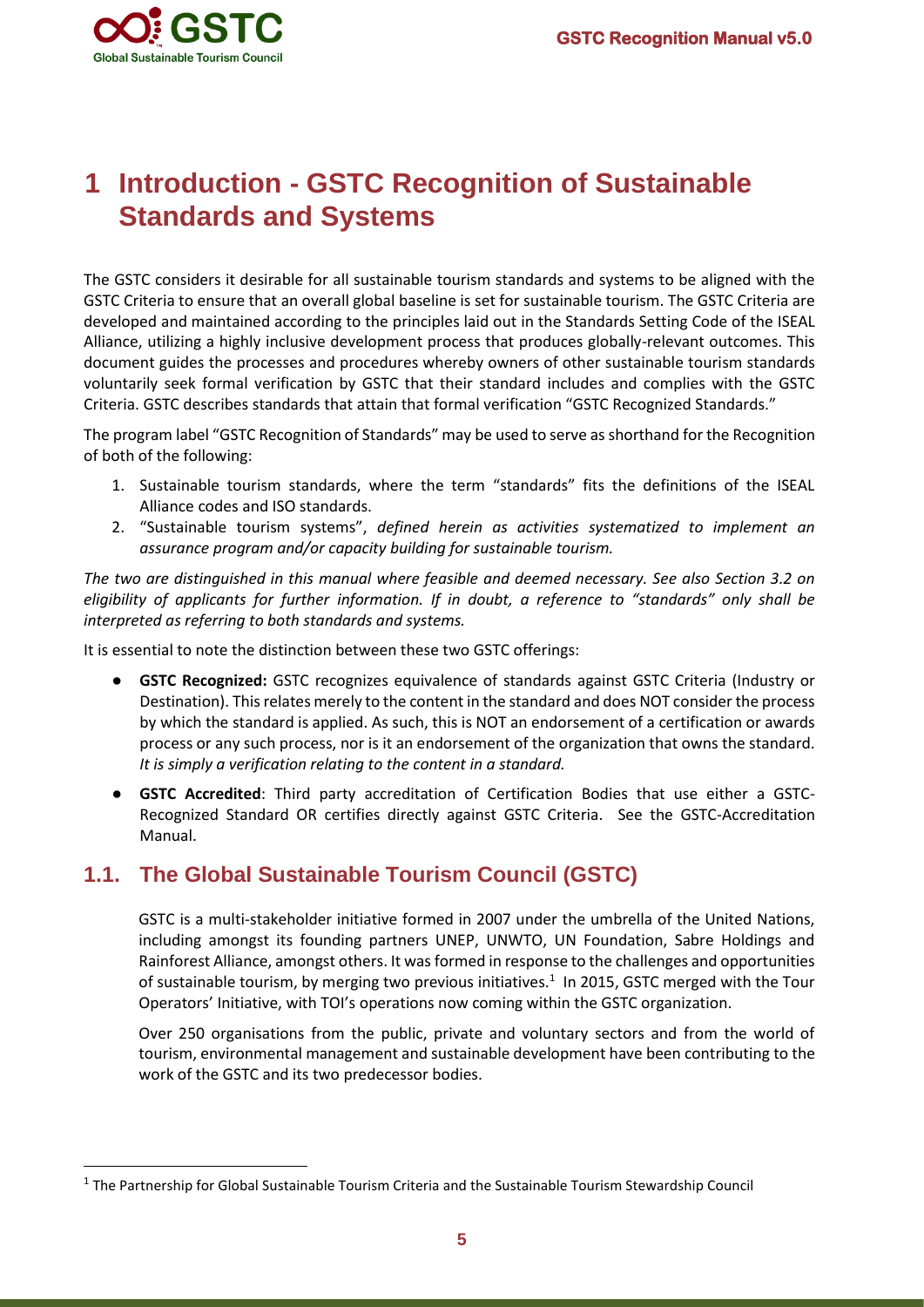# 1 Introduction - GSTC Recognition of Sustainable Standards and Systems

The GSTC considers it desirable for all sustainable tourism standards and systems to be aligned with the GSTC Criteria to ensure that an overall global baseline is set for sustainable tourism. The GSTC Criteria are developed and maintained according to the principles laid out in the Standards Setting Code of the ISEAL Alliance, utilizing a highly inclusive development process that produces globally-relevant outcomes. This document guides the processes and procedures whereby owners of other sustainable tourism standards voluntarily seek formal verification by GSTC that their standard includes and complies with the GSTC Criteria. GSTC describes standards that attain that formal verification "GSTC Recognized Standards."

The program label "GSTC Recognition of Standards" may be used to serve as shorthand for the Recognition of both of the following:

1. Sustainable tourism standards, where the term "standards" fits the definitions of the ISEAL Alliance codes and ISO standards.
2. "Sustainable tourism systems", *defined herein as activities systematized to implement an assurance program and/or capacity building for sustainable tourism.*

*The two are distinguished in this manual where feasible and deemed necessary. See also Section 3.2 on eligibility of applicants for further information. If in doubt, a reference to "standards" only shall be interpreted as referring to both standards and systems.*

It is essential to note the distinction between these two GSTC offerings:

- **GSTC Recognized:** GSTC recognizes equivalence of standards against GSTC Criteria (Industry or Destination). This relates merely to the content in the standard and does NOT consider the process by which the standard is applied. As such, this is NOT an endorsement of a certification or awards process or any such process, nor is it an endorsement of the organization that owns the standard. *It is simply a verification relating to the content in a standard.*
- **GSTC Accredited**: Third party accreditation of Certification Bodies that use either a GSTC-Recognized Standard OR certifies directly against GSTC Criteria. See the GSTC-Accreditation Manual.

## 1.1. The Global Sustainable Tourism Council (GSTC)

GSTC is a multi-stakeholder initiative formed in 2007 under the umbrella of the United Nations, including amongst its founding partners UNEP, UNWTO, UN Foundation, Sabre Holdings and Rainforest Alliance, amongst others. It was formed in response to the challenges and opportunities of sustainable tourism, by merging two previous initiatives.[1] In 2015, GSTC merged with the Tour Operators' Initiative, with TOI's operations now coming within the GSTC organization.

Over 250 organisations from the public, private and voluntary sectors and from the world of tourism, environmental management and sustainable development have been contributing to the work of the GSTC and its two predecessor bodies.

[1] The Partnership for Global Sustainable Tourism Criteria and the Sustainable Tourism Stewardship Council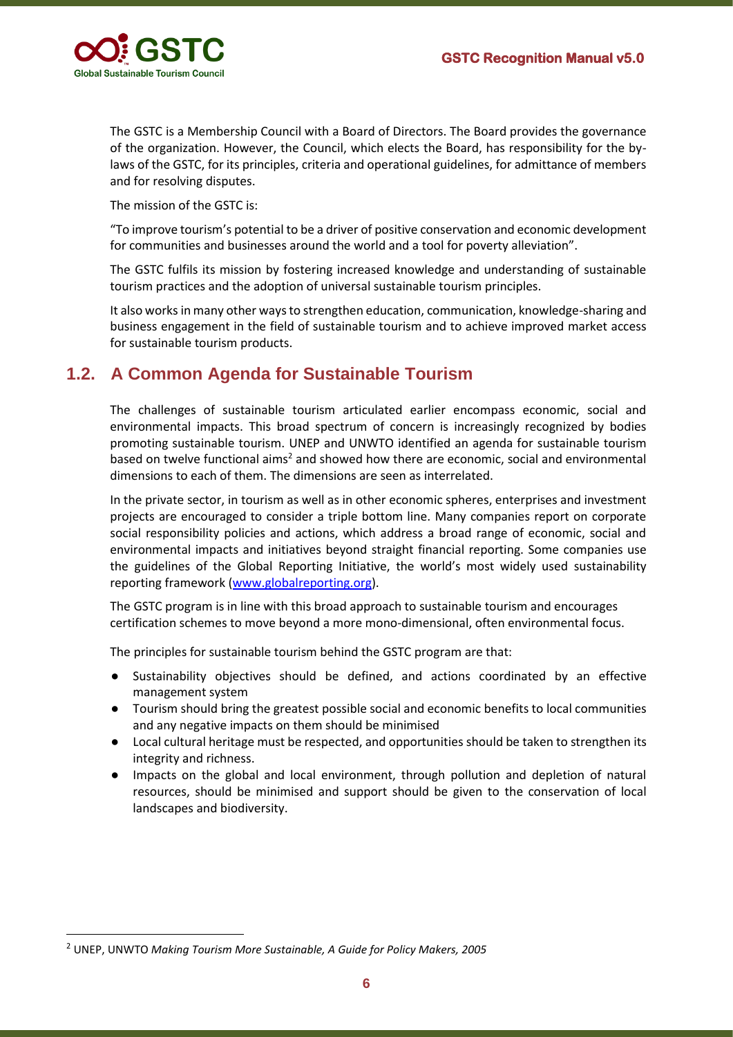The GSTC is a Membership Council with a Board of Directors. The Board provides the governance of the organization. However, the Council, which elects the Board, has responsibility for the by-laws of the GSTC, for its principles, criteria and operational guidelines, for admittance of members and for resolving disputes.

The mission of the GSTC is:

"To improve tourism's potential to be a driver of positive conservation and economic development for communities and businesses around the world and a tool for poverty alleviation".

The GSTC fulfils its mission by fostering increased knowledge and understanding of sustainable tourism practices and the adoption of universal sustainable tourism principles.

It also works in many other ways to strengthen education, communication, knowledge-sharing and business engagement in the field of sustainable tourism and to achieve improved market access for sustainable tourism products.

## 1.2. A Common Agenda for Sustainable Tourism

The challenges of sustainable tourism articulated earlier encompass economic, social and environmental impacts. This broad spectrum of concern is increasingly recognized by bodies promoting sustainable tourism. UNEP and UNWTO identified an agenda for sustainable tourism based on twelve functional aims[2] and showed how there are economic, social and environmental dimensions to each of them. The dimensions are seen as interrelated.

In the private sector, in tourism as well as in other economic spheres, enterprises and investment projects are encouraged to consider a triple bottom line. Many companies report on corporate social responsibility policies and actions, which address a broad range of economic, social and environmental impacts and initiatives beyond straight financial reporting. Some companies use the guidelines of the Global Reporting Initiative, the world's most widely used sustainability reporting framework (www.globalreporting.org).

The GSTC program is in line with this broad approach to sustainable tourism and encourages certification schemes to move beyond a more mono-dimensional, often environmental focus.

The principles for sustainable tourism behind the GSTC program are that:

- Sustainability objectives should be defined, and actions coordinated by an effective management system
- Tourism should bring the greatest possible social and economic benefits to local communities and any negative impacts on them should be minimised
- Local cultural heritage must be respected, and opportunities should be taken to strengthen its integrity and richness.
- Impacts on the global and local environment, through pollution and depletion of natural resources, should be minimised and support should be given to the conservation of local landscapes and biodiversity.

[2] UNEP, UNWTO *Making Tourism More Sustainable, A Guide for Policy Makers, 2005*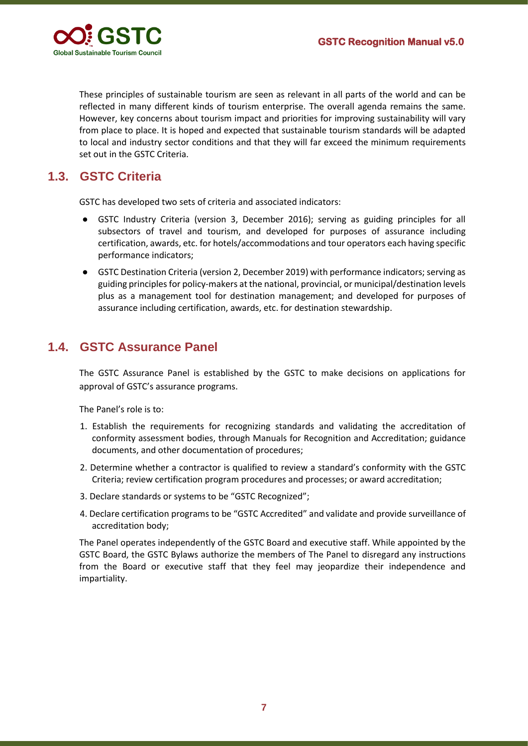These principles of sustainable tourism are seen as relevant in all parts of the world and can be reflected in many different kinds of tourism enterprise. The overall agenda remains the same. However, key concerns about tourism impact and priorities for improving sustainability will vary from place to place. It is hoped and expected that sustainable tourism standards will be adapted to local and industry sector conditions and that they will far exceed the minimum requirements set out in the GSTC Criteria.

## 1.3. GSTC Criteria

GSTC has developed two sets of criteria and associated indicators:

- GSTC Industry Criteria (version 3, December 2016); serving as guiding principles for all subsectors of travel and tourism, and developed for purposes of assurance including certification, awards, etc. for hotels/accommodations and tour operators each having specific performance indicators;
- GSTC Destination Criteria (version 2, December 2019) with performance indicators; serving as guiding principles for policy-makers at the national, provincial, or municipal/destination levels plus as a management tool for destination management; and developed for purposes of assurance including certification, awards, etc. for destination stewardship.

## 1.4. GSTC Assurance Panel

The GSTC Assurance Panel is established by the GSTC to make decisions on applications for approval of GSTC's assurance programs.

The Panel's role is to:

1. Establish the requirements for recognizing standards and validating the accreditation of conformity assessment bodies, through Manuals for Recognition and Accreditation; guidance documents, and other documentation of procedures;
2. Determine whether a contractor is qualified to review a standard's conformity with the GSTC Criteria; review certification program procedures and processes; or award accreditation;
3. Declare standards or systems to be "GSTC Recognized";
4. Declare certification programs to be "GSTC Accredited" and validate and provide surveillance of accreditation body;

The Panel operates independently of the GSTC Board and executive staff. While appointed by the GSTC Board, the GSTC Bylaws authorize the members of The Panel to disregard any instructions from the Board or executive staff that they feel may jeopardize their independence and impartiality.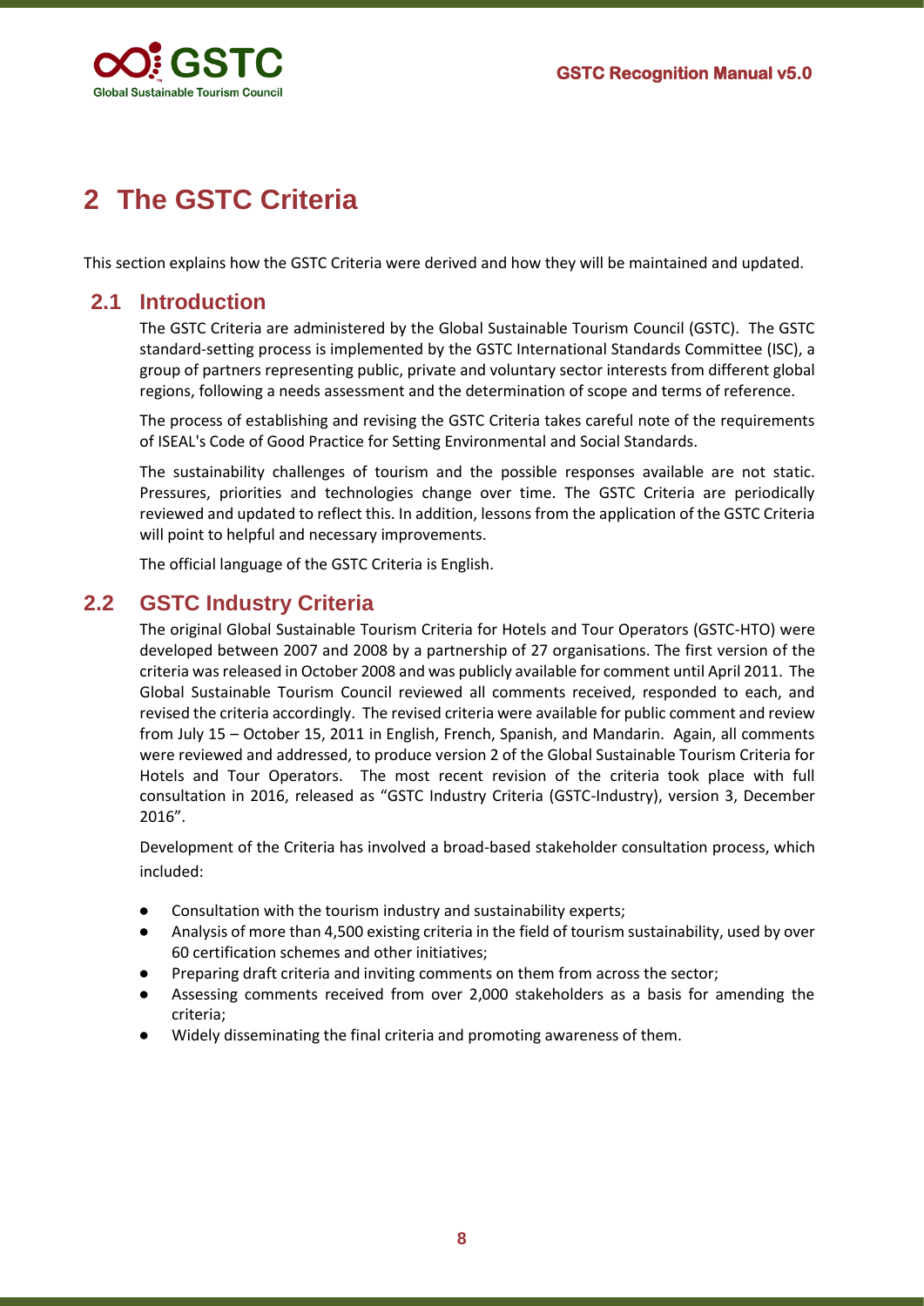# 2 The GSTC Criteria

This section explains how the GSTC Criteria were derived and how they will be maintained and updated.

## 2.1 Introduction

The GSTC Criteria are administered by the Global Sustainable Tourism Council (GSTC). The GSTC standard-setting process is implemented by the GSTC International Standards Committee (ISC), a group of partners representing public, private and voluntary sector interests from different global regions, following a needs assessment and the determination of scope and terms of reference.

The process of establishing and revising the GSTC Criteria takes careful note of the requirements of ISEAL's Code of Good Practice for Setting Environmental and Social Standards.

The sustainability challenges of tourism and the possible responses available are not static. Pressures, priorities and technologies change over time. The GSTC Criteria are periodically reviewed and updated to reflect this. In addition, lessons from the application of the GSTC Criteria will point to helpful and necessary improvements.

The official language of the GSTC Criteria is English.

## 2.2 GSTC Industry Criteria

The original Global Sustainable Tourism Criteria for Hotels and Tour Operators (GSTC-HTO) were developed between 2007 and 2008 by a partnership of 27 organisations. The first version of the criteria was released in October 2008 and was publicly available for comment until April 2011. The Global Sustainable Tourism Council reviewed all comments received, responded to each, and revised the criteria accordingly. The revised criteria were available for public comment and review from July 15 – October 15, 2011 in English, French, Spanish, and Mandarin. Again, all comments were reviewed and addressed, to produce version 2 of the Global Sustainable Tourism Criteria for Hotels and Tour Operators. The most recent revision of the criteria took place with full consultation in 2016, released as "GSTC Industry Criteria (GSTC-Industry), version 3, December 2016".

Development of the Criteria has involved a broad-based stakeholder consultation process, which included:

- Consultation with the tourism industry and sustainability experts;
- Analysis of more than 4,500 existing criteria in the field of tourism sustainability, used by over 60 certification schemes and other initiatives;
- Preparing draft criteria and inviting comments on them from across the sector;
- Assessing comments received from over 2,000 stakeholders as a basis for amending the criteria;
- Widely disseminating the final criteria and promoting awareness of them.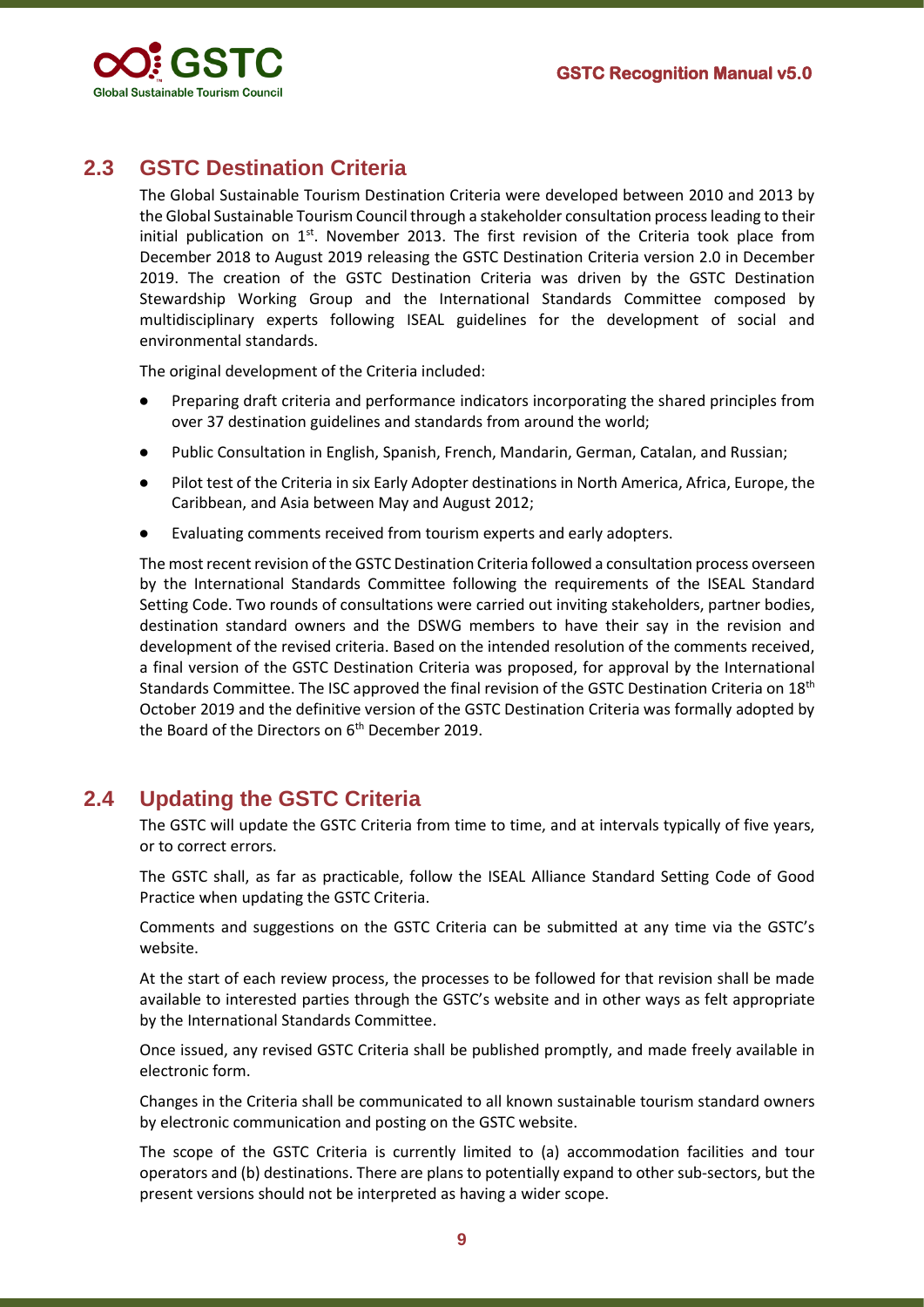## 2.3 GSTC Destination Criteria

The Global Sustainable Tourism Destination Criteria were developed between 2010 and 2013 by the Global Sustainable Tourism Council through a stakeholder consultation process leading to their initial publication on 1st. November 2013. The first revision of the Criteria took place from December 2018 to August 2019 releasing the GSTC Destination Criteria version 2.0 in December 2019. The creation of the GSTC Destination Criteria was driven by the GSTC Destination Stewardship Working Group and the International Standards Committee composed by multidisciplinary experts following ISEAL guidelines for the development of social and environmental standards.

The original development of the Criteria included:

- Preparing draft criteria and performance indicators incorporating the shared principles from over 37 destination guidelines and standards from around the world;
- Public Consultation in English, Spanish, French, Mandarin, German, Catalan, and Russian;
- Pilot test of the Criteria in six Early Adopter destinations in North America, Africa, Europe, the Caribbean, and Asia between May and August 2012;
- Evaluating comments received from tourism experts and early adopters.

The most recent revision of the GSTC Destination Criteria followed a consultation process overseen by the International Standards Committee following the requirements of the ISEAL Standard Setting Code. Two rounds of consultations were carried out inviting stakeholders, partner bodies, destination standard owners and the DSWG members to have their say in the revision and development of the revised criteria. Based on the intended resolution of the comments received, a final version of the GSTC Destination Criteria was proposed, for approval by the International Standards Committee. The ISC approved the final revision of the GSTC Destination Criteria on 18th October 2019 and the definitive version of the GSTC Destination Criteria was formally adopted by the Board of the Directors on 6th December 2019.

## 2.4 Updating the GSTC Criteria

The GSTC will update the GSTC Criteria from time to time, and at intervals typically of five years, or to correct errors.

The GSTC shall, as far as practicable, follow the ISEAL Alliance Standard Setting Code of Good Practice when updating the GSTC Criteria.

Comments and suggestions on the GSTC Criteria can be submitted at any time via the GSTC's website.

At the start of each review process, the processes to be followed for that revision shall be made available to interested parties through the GSTC's website and in other ways as felt appropriate by the International Standards Committee.

Once issued, any revised GSTC Criteria shall be published promptly, and made freely available in electronic form.

Changes in the Criteria shall be communicated to all known sustainable tourism standard owners by electronic communication and posting on the GSTC website.

The scope of the GSTC Criteria is currently limited to (a) accommodation facilities and tour operators and (b) destinations. There are plans to potentially expand to other sub-sectors, but the present versions should not be interpreted as having a wider scope.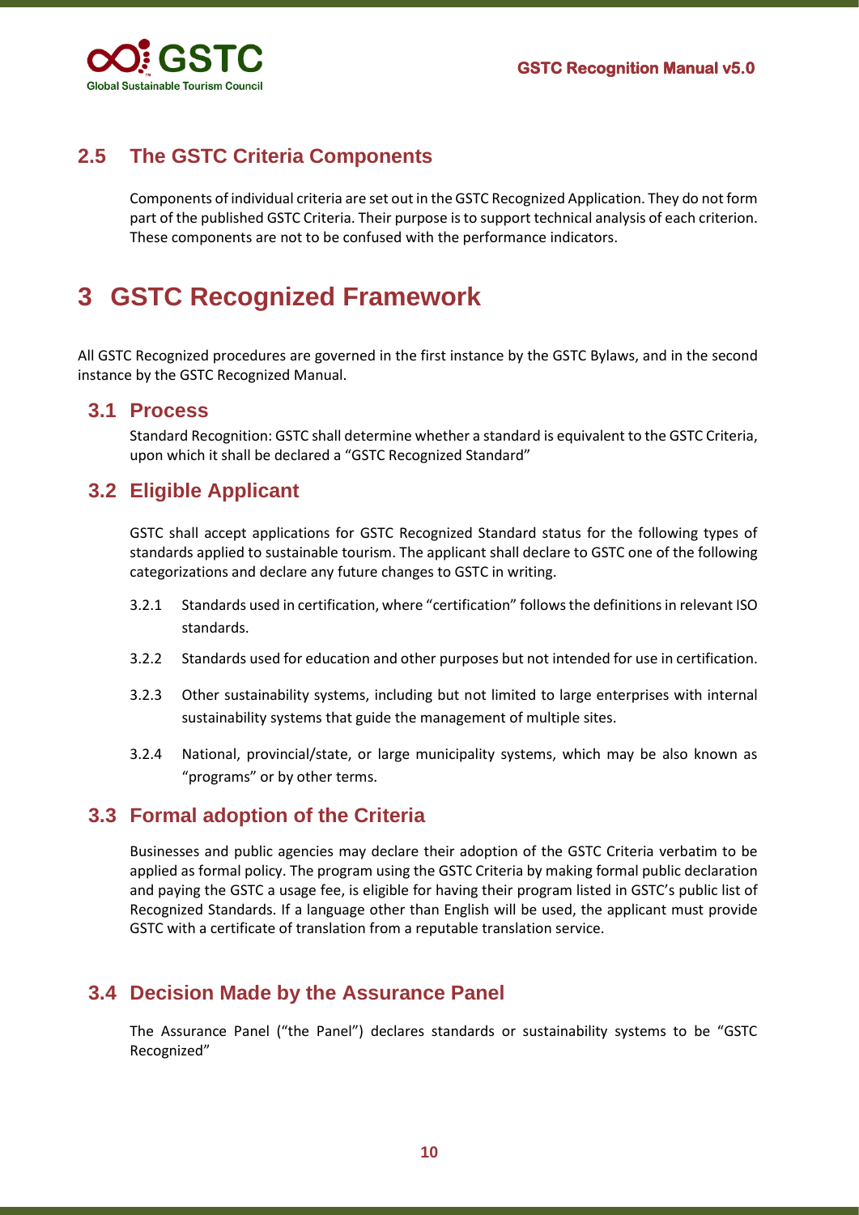## 2.5 The GSTC Criteria Components

Components of individual criteria are set out in the GSTC Recognized Application. They do not form part of the published GSTC Criteria. Their purpose is to support technical analysis of each criterion. These components are not to be confused with the performance indicators.

# 3 GSTC Recognized Framework

All GSTC Recognized procedures are governed in the first instance by the GSTC Bylaws, and in the second instance by the GSTC Recognized Manual.

## 3.1 Process

Standard Recognition: GSTC shall determine whether a standard is equivalent to the GSTC Criteria, upon which it shall be declared a "GSTC Recognized Standard"

## 3.2 Eligible Applicant

GSTC shall accept applications for GSTC Recognized Standard status for the following types of standards applied to sustainable tourism. The applicant shall declare to GSTC one of the following categorizations and declare any future changes to GSTC in writing.

3.2.1 Standards used in certification, where "certification" follows the definitions in relevant ISO standards.

3.2.2 Standards used for education and other purposes but not intended for use in certification.

3.2.3 Other sustainability systems, including but not limited to large enterprises with internal sustainability systems that guide the management of multiple sites.

3.2.4 National, provincial/state, or large municipality systems, which may be also known as "programs" or by other terms.

## 3.3 Formal adoption of the Criteria

Businesses and public agencies may declare their adoption of the GSTC Criteria verbatim to be applied as formal policy. The program using the GSTC Criteria by making formal public declaration and paying the GSTC a usage fee, is eligible for having their program listed in GSTC's public list of Recognized Standards. If a language other than English will be used, the applicant must provide GSTC with a certificate of translation from a reputable translation service.

## 3.4 Decision Made by the Assurance Panel

The Assurance Panel ("the Panel") declares standards or sustainability systems to be "GSTC Recognized"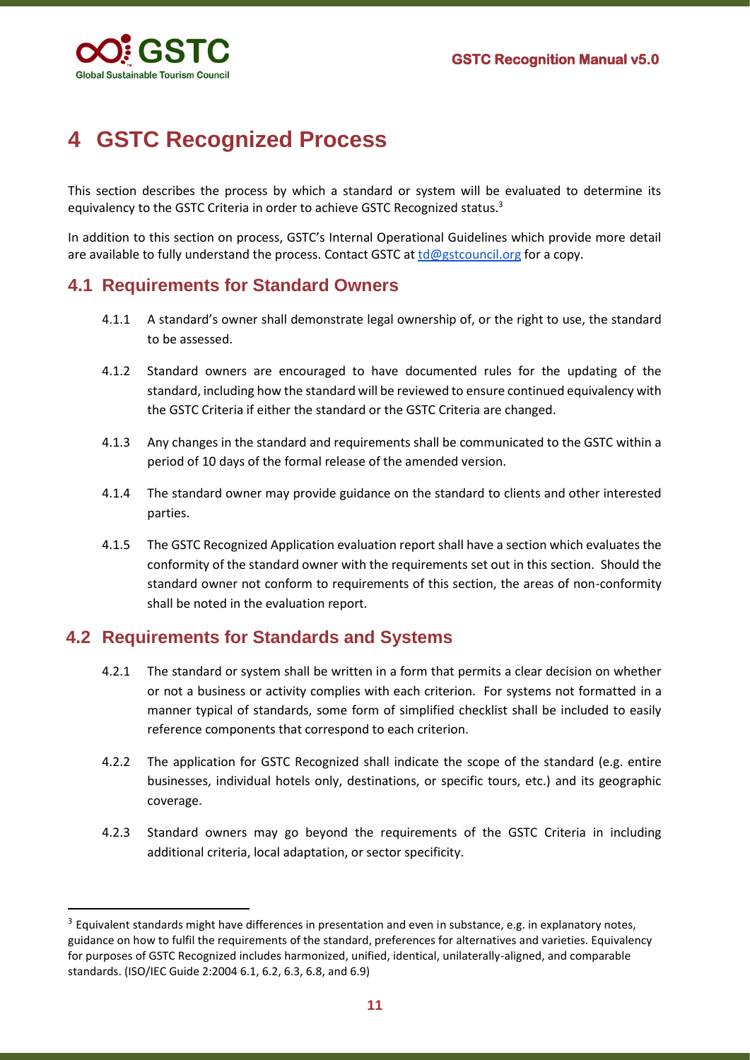# 4 GSTC Recognized Process

This section describes the process by which a standard or system will be evaluated to determine its equivalency to the GSTC Criteria in order to achieve GSTC Recognized status.[3]

In addition to this section on process, GSTC's Internal Operational Guidelines which provide more detail are available to fully understand the process. Contact GSTC at td@gstcouncil.org for a copy.

## 4.1 Requirements for Standard Owners

4.1.1 A standard's owner shall demonstrate legal ownership of, or the right to use, the standard to be assessed.

4.1.2 Standard owners are encouraged to have documented rules for the updating of the standard, including how the standard will be reviewed to ensure continued equivalency with the GSTC Criteria if either the standard or the GSTC Criteria are changed.

4.1.3 Any changes in the standard and requirements shall be communicated to the GSTC within a period of 10 days of the formal release of the amended version.

4.1.4 The standard owner may provide guidance on the standard to clients and other interested parties.

4.1.5 The GSTC Recognized Application evaluation report shall have a section which evaluates the conformity of the standard owner with the requirements set out in this section. Should the standard owner not conform to requirements of this section, the areas of non-conformity shall be noted in the evaluation report.

## 4.2 Requirements for Standards and Systems

4.2.1 The standard or system shall be written in a form that permits a clear decision on whether or not a business or activity complies with each criterion. For systems not formatted in a manner typical of standards, some form of simplified checklist shall be included to easily reference components that correspond to each criterion.

4.2.2 The application for GSTC Recognized shall indicate the scope of the standard (e.g. entire businesses, individual hotels only, destinations, or specific tours, etc.) and its geographic coverage.

4.2.3 Standard owners may go beyond the requirements of the GSTC Criteria in including additional criteria, local adaptation, or sector specificity.

[3] Equivalent standards might have differences in presentation and even in substance, e.g. in explanatory notes, guidance on how to fulfil the requirements of the standard, preferences for alternatives and varieties. Equivalency for purposes of GSTC Recognized includes harmonized, unified, identical, unilaterally-aligned, and comparable standards. (ISO/IEC Guide 2:2004 6.1, 6.2, 6.3, 6.8, and 6.9)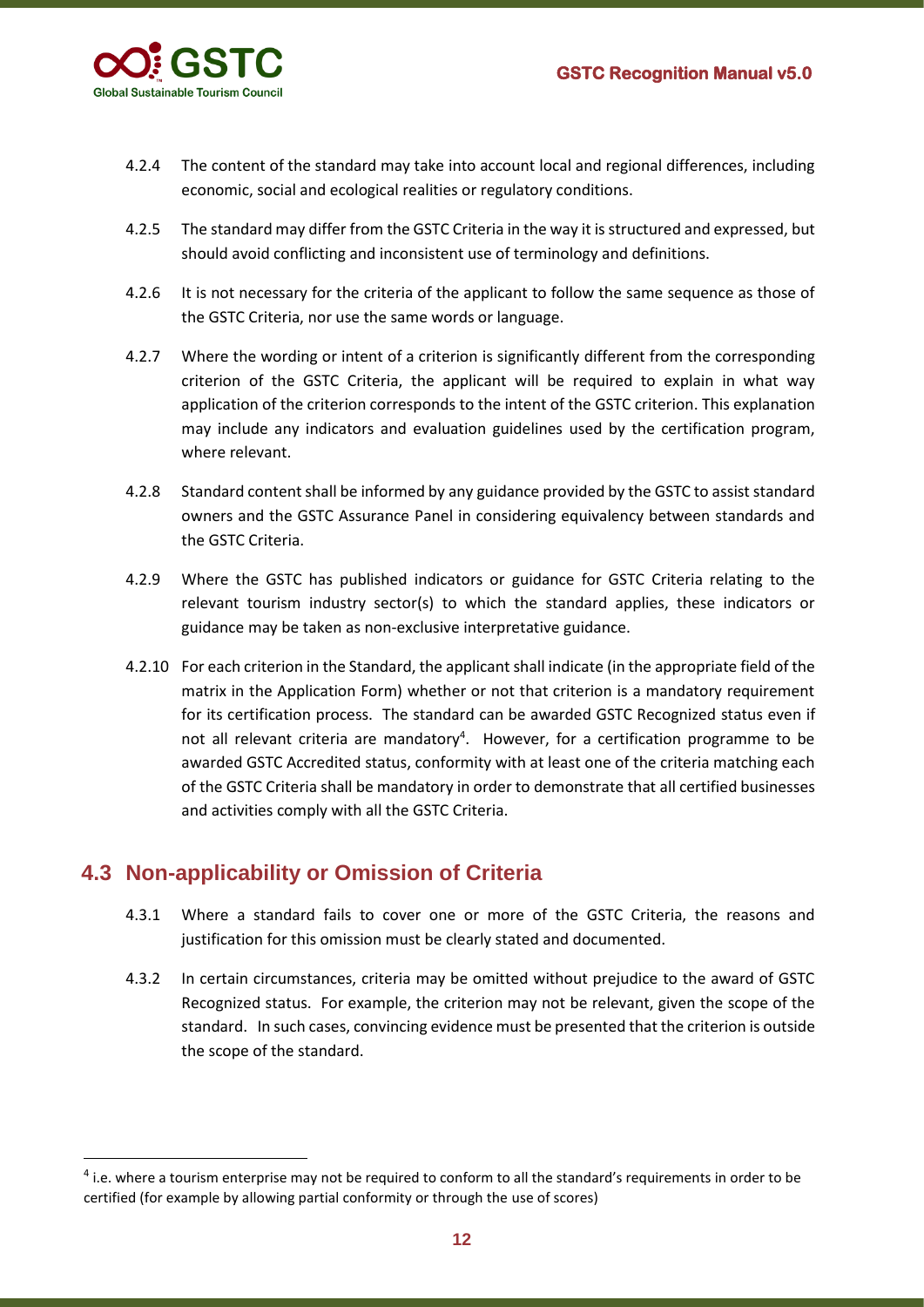4.2.4 The content of the standard may take into account local and regional differences, including economic, social and ecological realities or regulatory conditions.

4.2.5 The standard may differ from the GSTC Criteria in the way it is structured and expressed, but should avoid conflicting and inconsistent use of terminology and definitions.

4.2.6 It is not necessary for the criteria of the applicant to follow the same sequence as those of the GSTC Criteria, nor use the same words or language.

4.2.7 Where the wording or intent of a criterion is significantly different from the corresponding criterion of the GSTC Criteria, the applicant will be required to explain in what way application of the criterion corresponds to the intent of the GSTC criterion. This explanation may include any indicators and evaluation guidelines used by the certification program, where relevant.

4.2.8 Standard content shall be informed by any guidance provided by the GSTC to assist standard owners and the GSTC Assurance Panel in considering equivalency between standards and the GSTC Criteria.

4.2.9 Where the GSTC has published indicators or guidance for GSTC Criteria relating to the relevant tourism industry sector(s) to which the standard applies, these indicators or guidance may be taken as non-exclusive interpretative guidance.

4.2.10 For each criterion in the Standard, the applicant shall indicate (in the appropriate field of the matrix in the Application Form) whether or not that criterion is a mandatory requirement for its certification process. The standard can be awarded GSTC Recognized status even if not all relevant criteria are mandatory[4]. However, for a certification programme to be awarded GSTC Accredited status, conformity with at least one of the criteria matching each of the GSTC Criteria shall be mandatory in order to demonstrate that all certified businesses and activities comply with all the GSTC Criteria.

## 4.3 Non-applicability or Omission of Criteria

4.3.1 Where a standard fails to cover one or more of the GSTC Criteria, the reasons and justification for this omission must be clearly stated and documented.

4.3.2 In certain circumstances, criteria may be omitted without prejudice to the award of GSTC Recognized status. For example, the criterion may not be relevant, given the scope of the standard. In such cases, convincing evidence must be presented that the criterion is outside the scope of the standard.

---

[4] i.e. where a tourism enterprise may not be required to conform to all the standard's requirements in order to be certified (for example by allowing partial conformity or through the use of scores)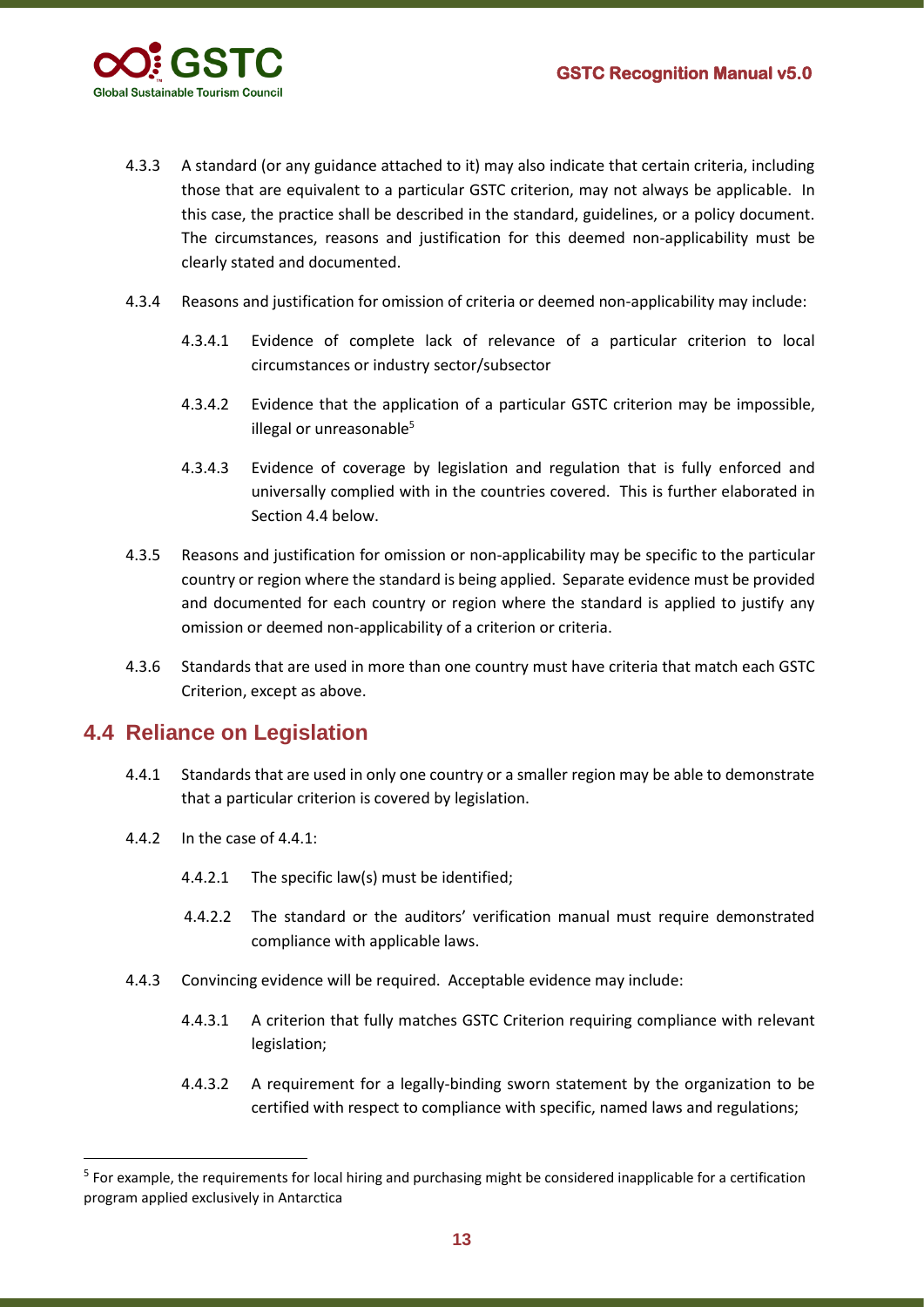4.3.3 A standard (or any guidance attached to it) may also indicate that certain criteria, including those that are equivalent to a particular GSTC criterion, may not always be applicable. In this case, the practice shall be described in the standard, guidelines, or a policy document. The circumstances, reasons and justification for this deemed non-applicability must be clearly stated and documented.

4.3.4 Reasons and justification for omission of criteria or deemed non-applicability may include:

4.3.4.1 Evidence of complete lack of relevance of a particular criterion to local circumstances or industry sector/subsector

4.3.4.2 Evidence that the application of a particular GSTC criterion may be impossible, illegal or unreasonable[5]

4.3.4.3 Evidence of coverage by legislation and regulation that is fully enforced and universally complied with in the countries covered. This is further elaborated in Section 4.4 below.

4.3.5 Reasons and justification for omission or non-applicability may be specific to the particular country or region where the standard is being applied. Separate evidence must be provided and documented for each country or region where the standard is applied to justify any omission or deemed non-applicability of a criterion or criteria.

4.3.6 Standards that are used in more than one country must have criteria that match each GSTC Criterion, except as above.

## 4.4 Reliance on Legislation

4.4.1 Standards that are used in only one country or a smaller region may be able to demonstrate that a particular criterion is covered by legislation.

4.4.2 In the case of 4.4.1:

4.4.2.1 The specific law(s) must be identified;

4.4.2.2 The standard or the auditors' verification manual must require demonstrated compliance with applicable laws.

4.4.3 Convincing evidence will be required. Acceptable evidence may include:

4.4.3.1 A criterion that fully matches GSTC Criterion requiring compliance with relevant legislation;

4.4.3.2 A requirement for a legally-binding sworn statement by the organization to be certified with respect to compliance with specific, named laws and regulations;

[5] For example, the requirements for local hiring and purchasing might be considered inapplicable for a certification program applied exclusively in Antarctica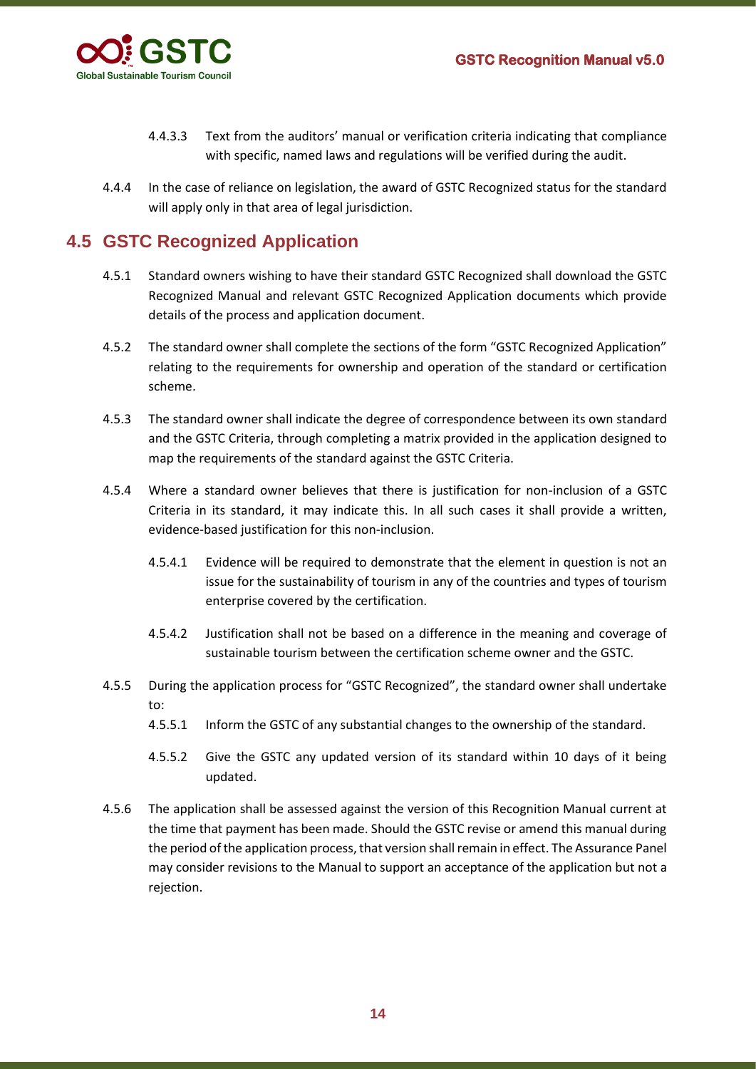4.4.3.3 Text from the auditors' manual or verification criteria indicating that compliance with specific, named laws and regulations will be verified during the audit.

4.4.4 In the case of reliance on legislation, the award of GSTC Recognized status for the standard will apply only in that area of legal jurisdiction.

## 4.5 GSTC Recognized Application

4.5.1 Standard owners wishing to have their standard GSTC Recognized shall download the GSTC Recognized Manual and relevant GSTC Recognized Application documents which provide details of the process and application document.

4.5.2 The standard owner shall complete the sections of the form "GSTC Recognized Application" relating to the requirements for ownership and operation of the standard or certification scheme.

4.5.3 The standard owner shall indicate the degree of correspondence between its own standard and the GSTC Criteria, through completing a matrix provided in the application designed to map the requirements of the standard against the GSTC Criteria.

4.5.4 Where a standard owner believes that there is justification for non-inclusion of a GSTC Criteria in its standard, it may indicate this. In all such cases it shall provide a written, evidence-based justification for this non-inclusion.

4.5.4.1 Evidence will be required to demonstrate that the element in question is not an issue for the sustainability of tourism in any of the countries and types of tourism enterprise covered by the certification.

4.5.4.2 Justification shall not be based on a difference in the meaning and coverage of sustainable tourism between the certification scheme owner and the GSTC.

4.5.5 During the application process for "GSTC Recognized", the standard owner shall undertake to:

4.5.5.1 Inform the GSTC of any substantial changes to the ownership of the standard.

4.5.5.2 Give the GSTC any updated version of its standard within 10 days of it being updated.

4.5.6 The application shall be assessed against the version of this Recognition Manual current at the time that payment has been made. Should the GSTC revise or amend this manual during the period of the application process, that version shall remain in effect. The Assurance Panel may consider revisions to the Manual to support an acceptance of the application but not a rejection.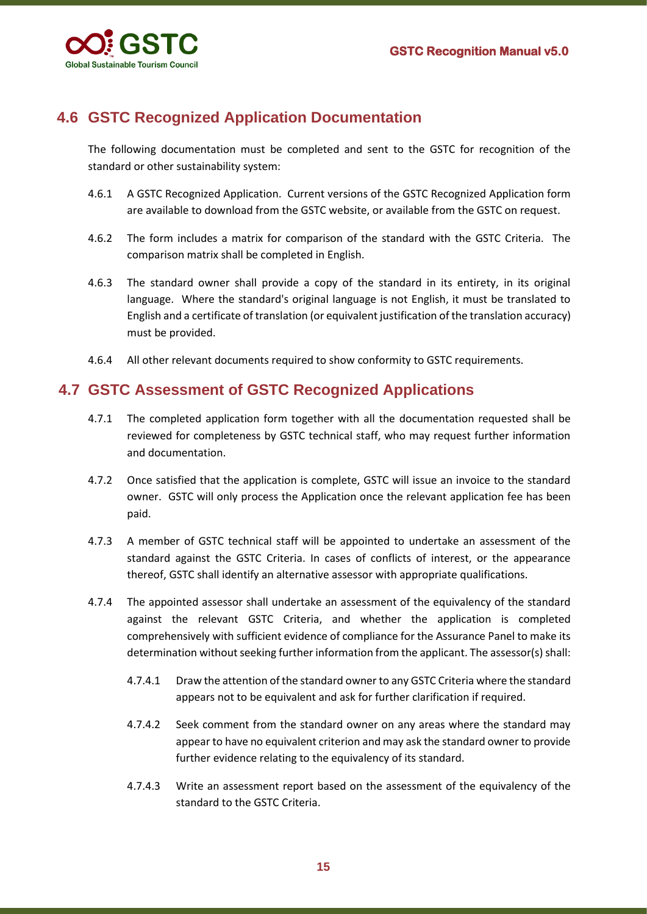## 4.6 GSTC Recognized Application Documentation

The following documentation must be completed and sent to the GSTC for recognition of the standard or other sustainability system:

4.6.1 A GSTC Recognized Application. Current versions of the GSTC Recognized Application form are available to download from the GSTC website, or available from the GSTC on request.

4.6.2 The form includes a matrix for comparison of the standard with the GSTC Criteria. The comparison matrix shall be completed in English.

4.6.3 The standard owner shall provide a copy of the standard in its entirety, in its original language. Where the standard's original language is not English, it must be translated to English and a certificate of translation (or equivalent justification of the translation accuracy) must be provided.

4.6.4 All other relevant documents required to show conformity to GSTC requirements.

## 4.7 GSTC Assessment of GSTC Recognized Applications

4.7.1 The completed application form together with all the documentation requested shall be reviewed for completeness by GSTC technical staff, who may request further information and documentation.

4.7.2 Once satisfied that the application is complete, GSTC will issue an invoice to the standard owner. GSTC will only process the Application once the relevant application fee has been paid.

4.7.3 A member of GSTC technical staff will be appointed to undertake an assessment of the standard against the GSTC Criteria. In cases of conflicts of interest, or the appearance thereof, GSTC shall identify an alternative assessor with appropriate qualifications.

4.7.4 The appointed assessor shall undertake an assessment of the equivalency of the standard against the relevant GSTC Criteria, and whether the application is completed comprehensively with sufficient evidence of compliance for the Assurance Panel to make its determination without seeking further information from the applicant. The assessor(s) shall:

4.7.4.1 Draw the attention of the standard owner to any GSTC Criteria where the standard appears not to be equivalent and ask for further clarification if required.

4.7.4.2 Seek comment from the standard owner on any areas where the standard may appear to have no equivalent criterion and may ask the standard owner to provide further evidence relating to the equivalency of its standard.

4.7.4.3 Write an assessment report based on the assessment of the equivalency of the standard to the GSTC Criteria.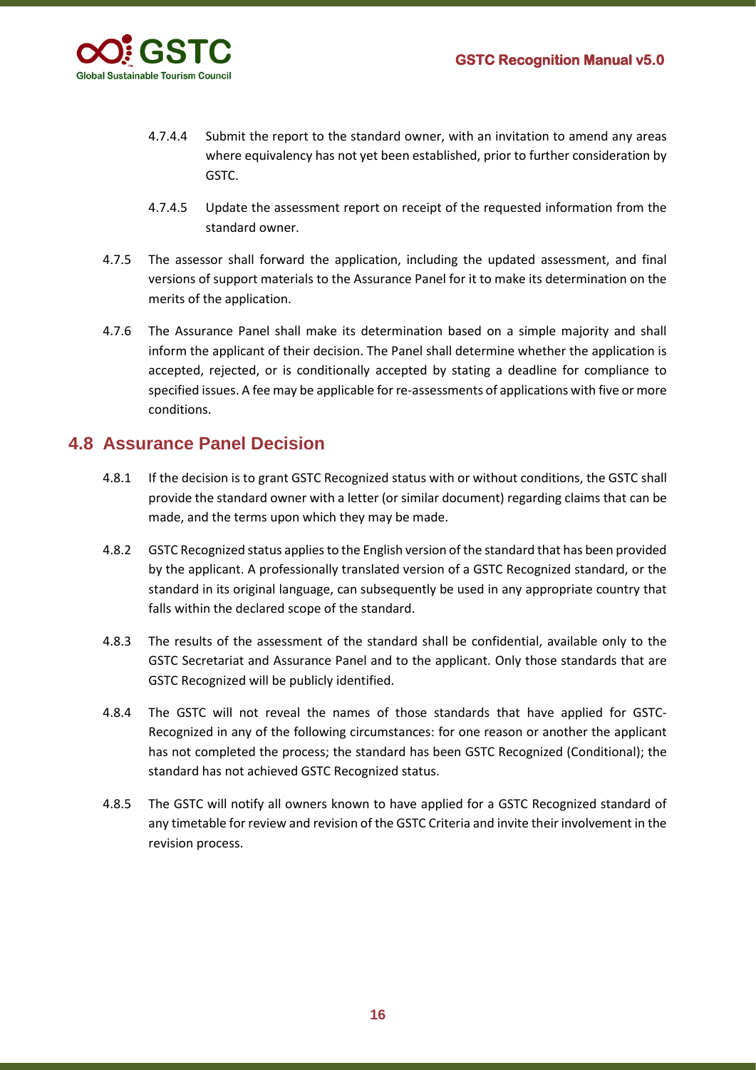4.7.4.4 Submit the report to the standard owner, with an invitation to amend any areas where equivalency has not yet been established, prior to further consideration by GSTC.

4.7.4.5 Update the assessment report on receipt of the requested information from the standard owner.

4.7.5 The assessor shall forward the application, including the updated assessment, and final versions of support materials to the Assurance Panel for it to make its determination on the merits of the application.

4.7.6 The Assurance Panel shall make its determination based on a simple majority and shall inform the applicant of their decision. The Panel shall determine whether the application is accepted, rejected, or is conditionally accepted by stating a deadline for compliance to specified issues. A fee may be applicable for re-assessments of applications with five or more conditions.

## 4.8 Assurance Panel Decision

4.8.1 If the decision is to grant GSTC Recognized status with or without conditions, the GSTC shall provide the standard owner with a letter (or similar document) regarding claims that can be made, and the terms upon which they may be made.

4.8.2 GSTC Recognized status applies to the English version of the standard that has been provided by the applicant. A professionally translated version of a GSTC Recognized standard, or the standard in its original language, can subsequently be used in any appropriate country that falls within the declared scope of the standard.

4.8.3 The results of the assessment of the standard shall be confidential, available only to the GSTC Secretariat and Assurance Panel and to the applicant. Only those standards that are GSTC Recognized will be publicly identified.

4.8.4 The GSTC will not reveal the names of those standards that have applied for GSTC-Recognized in any of the following circumstances: for one reason or another the applicant has not completed the process; the standard has been GSTC Recognized (Conditional); the standard has not achieved GSTC Recognized status.

4.8.5 The GSTC will notify all owners known to have applied for a GSTC Recognized standard of any timetable for review and revision of the GSTC Criteria and invite their involvement in the revision process.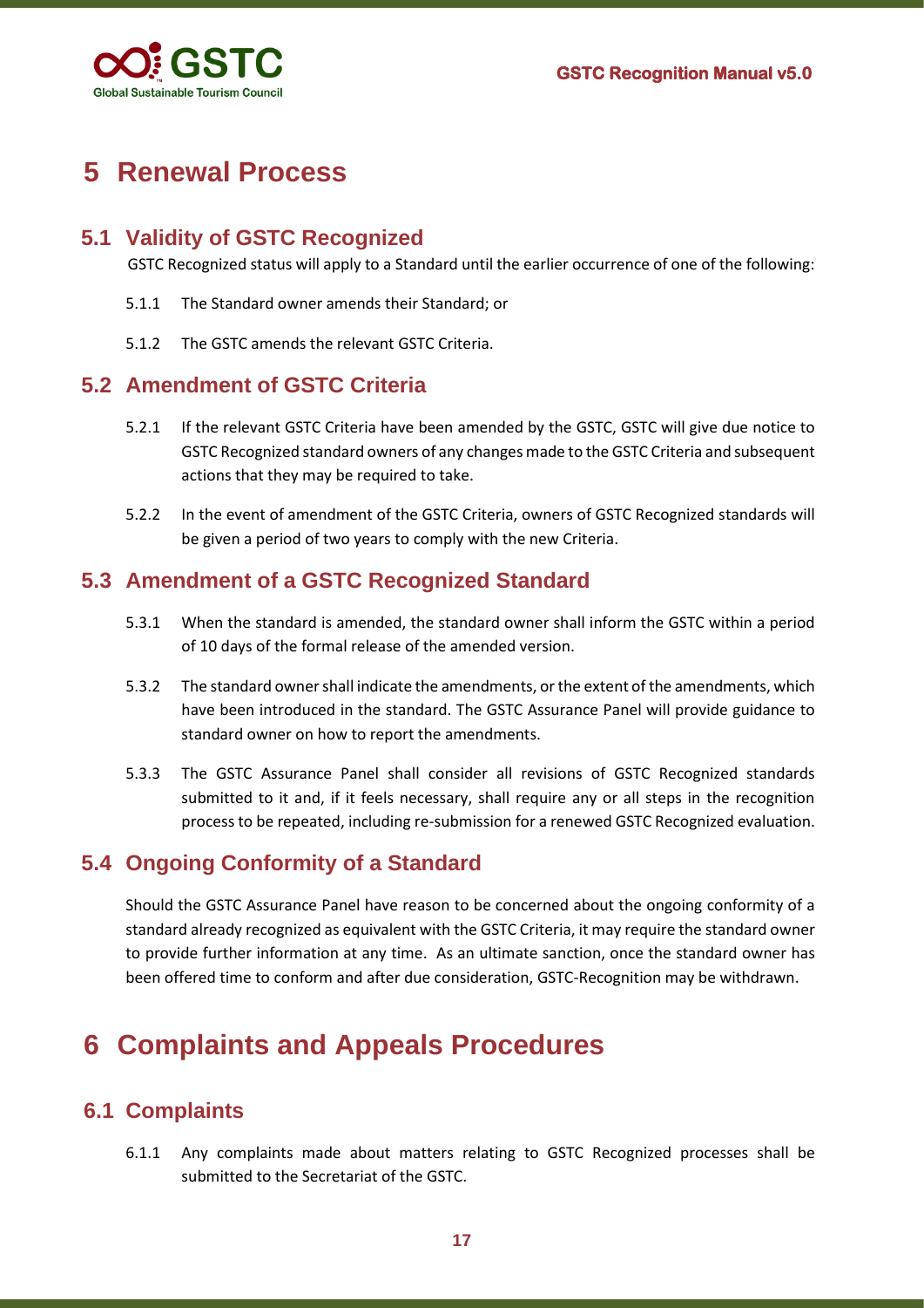# 5 Renewal Process

## 5.1 Validity of GSTC Recognized

GSTC Recognized status will apply to a Standard until the earlier occurrence of one of the following:

5.1.1 The Standard owner amends their Standard; or

5.1.2 The GSTC amends the relevant GSTC Criteria.

## 5.2 Amendment of GSTC Criteria

5.2.1 If the relevant GSTC Criteria have been amended by the GSTC, GSTC will give due notice to GSTC Recognized standard owners of any changes made to the GSTC Criteria and subsequent actions that they may be required to take.

5.2.2 In the event of amendment of the GSTC Criteria, owners of GSTC Recognized standards will be given a period of two years to comply with the new Criteria.

## 5.3 Amendment of a GSTC Recognized Standard

5.3.1 When the standard is amended, the standard owner shall inform the GSTC within a period of 10 days of the formal release of the amended version.

5.3.2 The standard owner shall indicate the amendments, or the extent of the amendments, which have been introduced in the standard. The GSTC Assurance Panel will provide guidance to standard owner on how to report the amendments.

5.3.3 The GSTC Assurance Panel shall consider all revisions of GSTC Recognized standards submitted to it and, if it feels necessary, shall require any or all steps in the recognition process to be repeated, including re-submission for a renewed GSTC Recognized evaluation.

## 5.4 Ongoing Conformity of a Standard

Should the GSTC Assurance Panel have reason to be concerned about the ongoing conformity of a standard already recognized as equivalent with the GSTC Criteria, it may require the standard owner to provide further information at any time. As an ultimate sanction, once the standard owner has been offered time to conform and after due consideration, GSTC-Recognition may be withdrawn.

# 6 Complaints and Appeals Procedures

## 6.1 Complaints

6.1.1 Any complaints made about matters relating to GSTC Recognized processes shall be submitted to the Secretariat of the GSTC.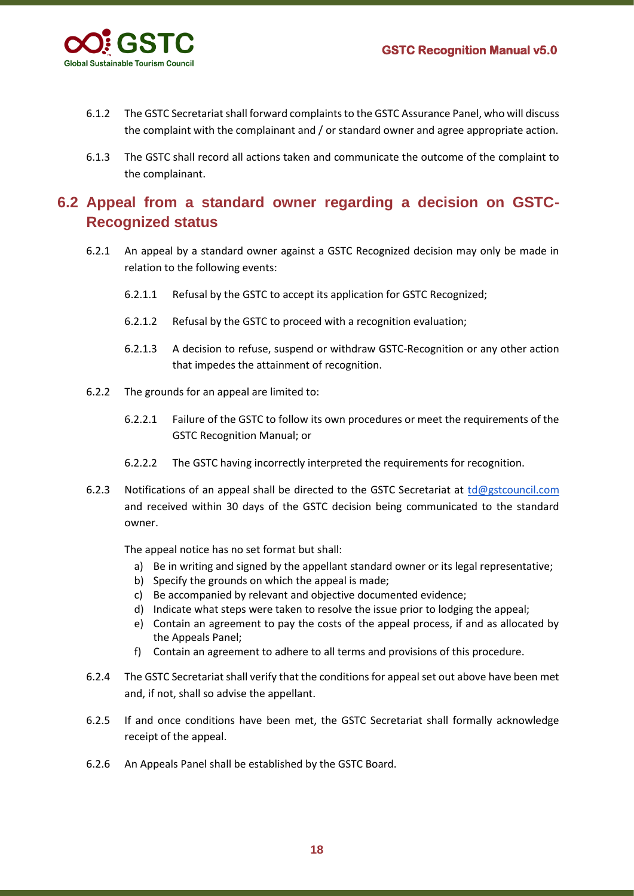6.1.2 The GSTC Secretariat shall forward complaints to the GSTC Assurance Panel, who will discuss the complaint with the complainant and / or standard owner and agree appropriate action.

6.1.3 The GSTC shall record all actions taken and communicate the outcome of the complaint to the complainant.

## 6.2 Appeal from a standard owner regarding a decision on GSTC-Recognized status

6.2.1 An appeal by a standard owner against a GSTC Recognized decision may only be made in relation to the following events:

6.2.1.1 Refusal by the GSTC to accept its application for GSTC Recognized;

6.2.1.2 Refusal by the GSTC to proceed with a recognition evaluation;

6.2.1.3 A decision to refuse, suspend or withdraw GSTC-Recognition or any other action that impedes the attainment of recognition.

6.2.2 The grounds for an appeal are limited to:

6.2.2.1 Failure of the GSTC to follow its own procedures or meet the requirements of the GSTC Recognition Manual; or

6.2.2.2 The GSTC having incorrectly interpreted the requirements for recognition.

6.2.3 Notifications of an appeal shall be directed to the GSTC Secretariat at td@gstcouncil.com and received within 30 days of the GSTC decision being communicated to the standard owner.

The appeal notice has no set format but shall:

a) Be in writing and signed by the appellant standard owner or its legal representative;
b) Specify the grounds on which the appeal is made;
c) Be accompanied by relevant and objective documented evidence;
d) Indicate what steps were taken to resolve the issue prior to lodging the appeal;
e) Contain an agreement to pay the costs of the appeal process, if and as allocated by the Appeals Panel;
f) Contain an agreement to adhere to all terms and provisions of this procedure.

6.2.4 The GSTC Secretariat shall verify that the conditions for appeal set out above have been met and, if not, shall so advise the appellant.

6.2.5 If and once conditions have been met, the GSTC Secretariat shall formally acknowledge receipt of the appeal.

6.2.6 An Appeals Panel shall be established by the GSTC Board.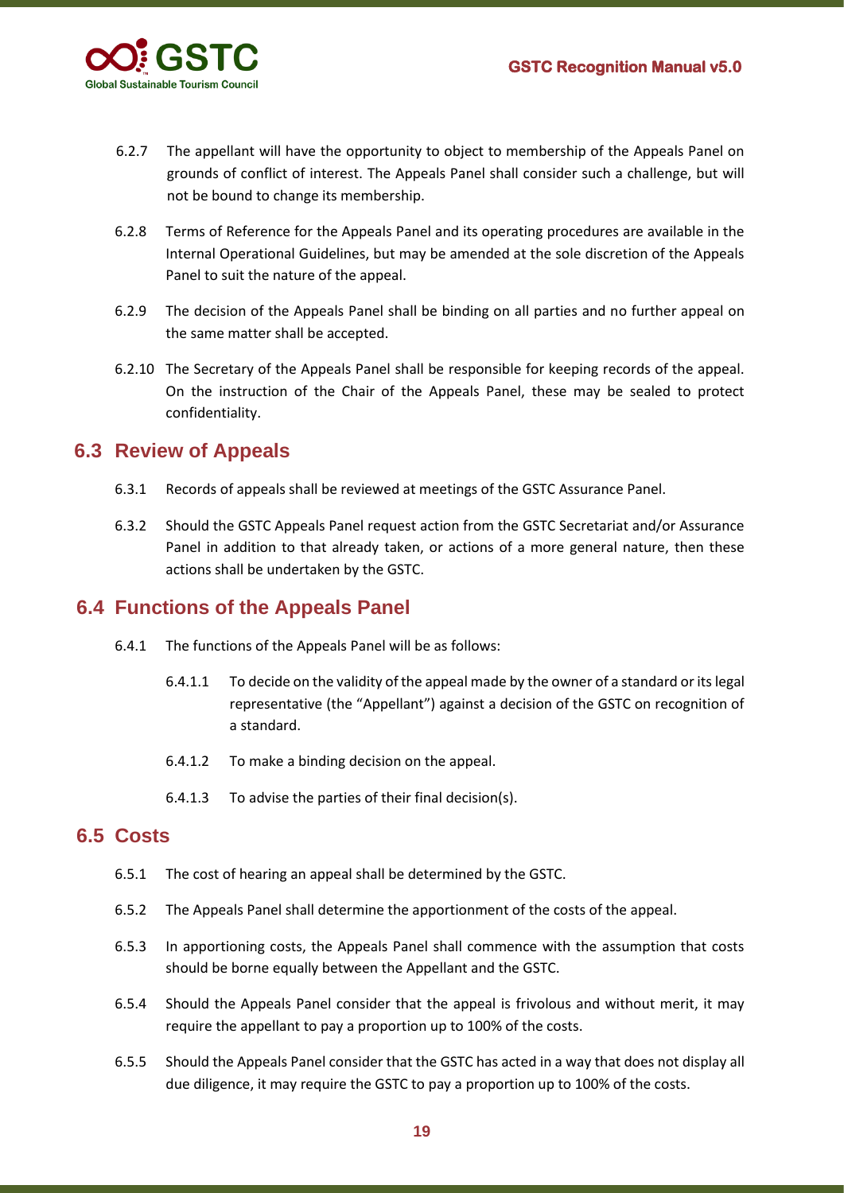6.2.7 The appellant will have the opportunity to object to membership of the Appeals Panel on grounds of conflict of interest. The Appeals Panel shall consider such a challenge, but will not be bound to change its membership.

6.2.8 Terms of Reference for the Appeals Panel and its operating procedures are available in the Internal Operational Guidelines, but may be amended at the sole discretion of the Appeals Panel to suit the nature of the appeal.

6.2.9 The decision of the Appeals Panel shall be binding on all parties and no further appeal on the same matter shall be accepted.

6.2.10 The Secretary of the Appeals Panel shall be responsible for keeping records of the appeal. On the instruction of the Chair of the Appeals Panel, these may be sealed to protect confidentiality.

## 6.3 Review of Appeals

6.3.1 Records of appeals shall be reviewed at meetings of the GSTC Assurance Panel.

6.3.2 Should the GSTC Appeals Panel request action from the GSTC Secretariat and/or Assurance Panel in addition to that already taken, or actions of a more general nature, then these actions shall be undertaken by the GSTC.

## 6.4 Functions of the Appeals Panel

6.4.1 The functions of the Appeals Panel will be as follows:

6.4.1.1 To decide on the validity of the appeal made by the owner of a standard or its legal representative (the "Appellant") against a decision of the GSTC on recognition of a standard.

6.4.1.2 To make a binding decision on the appeal.

6.4.1.3 To advise the parties of their final decision(s).

## 6.5 Costs

6.5.1 The cost of hearing an appeal shall be determined by the GSTC.

6.5.2 The Appeals Panel shall determine the apportionment of the costs of the appeal.

6.5.3 In apportioning costs, the Appeals Panel shall commence with the assumption that costs should be borne equally between the Appellant and the GSTC.

6.5.4 Should the Appeals Panel consider that the appeal is frivolous and without merit, it may require the appellant to pay a proportion up to 100% of the costs.

6.5.5 Should the Appeals Panel consider that the GSTC has acted in a way that does not display all due diligence, it may require the GSTC to pay a proportion up to 100% of the costs.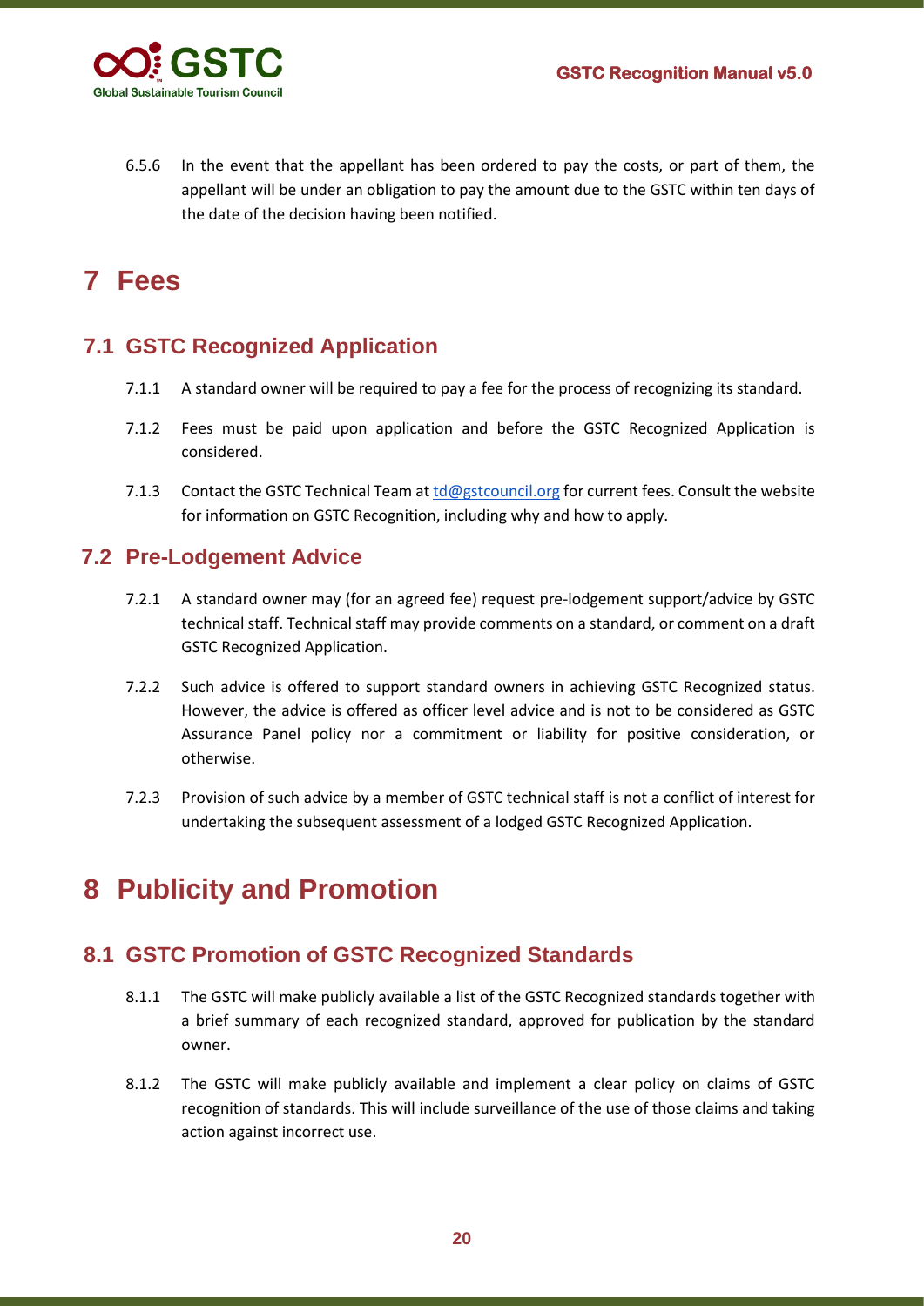6.5.6 In the event that the appellant has been ordered to pay the costs, or part of them, the appellant will be under an obligation to pay the amount due to the GSTC within ten days of the date of the decision having been notified.

# 7 Fees

## 7.1 GSTC Recognized Application

7.1.1 A standard owner will be required to pay a fee for the process of recognizing its standard.

7.1.2 Fees must be paid upon application and before the GSTC Recognized Application is considered.

7.1.3 Contact the GSTC Technical Team at td@gstcouncil.org for current fees. Consult the website for information on GSTC Recognition, including why and how to apply.

## 7.2 Pre-Lodgement Advice

7.2.1 A standard owner may (for an agreed fee) request pre-lodgement support/advice by GSTC technical staff. Technical staff may provide comments on a standard, or comment on a draft GSTC Recognized Application.

7.2.2 Such advice is offered to support standard owners in achieving GSTC Recognized status. However, the advice is offered as officer level advice and is not to be considered as GSTC Assurance Panel policy nor a commitment or liability for positive consideration, or otherwise.

7.2.3 Provision of such advice by a member of GSTC technical staff is not a conflict of interest for undertaking the subsequent assessment of a lodged GSTC Recognized Application.

# 8 Publicity and Promotion

## 8.1 GSTC Promotion of GSTC Recognized Standards

8.1.1 The GSTC will make publicly available a list of the GSTC Recognized standards together with a brief summary of each recognized standard, approved for publication by the standard owner.

8.1.2 The GSTC will make publicly available and implement a clear policy on claims of GSTC recognition of standards. This will include surveillance of the use of those claims and taking action against incorrect use.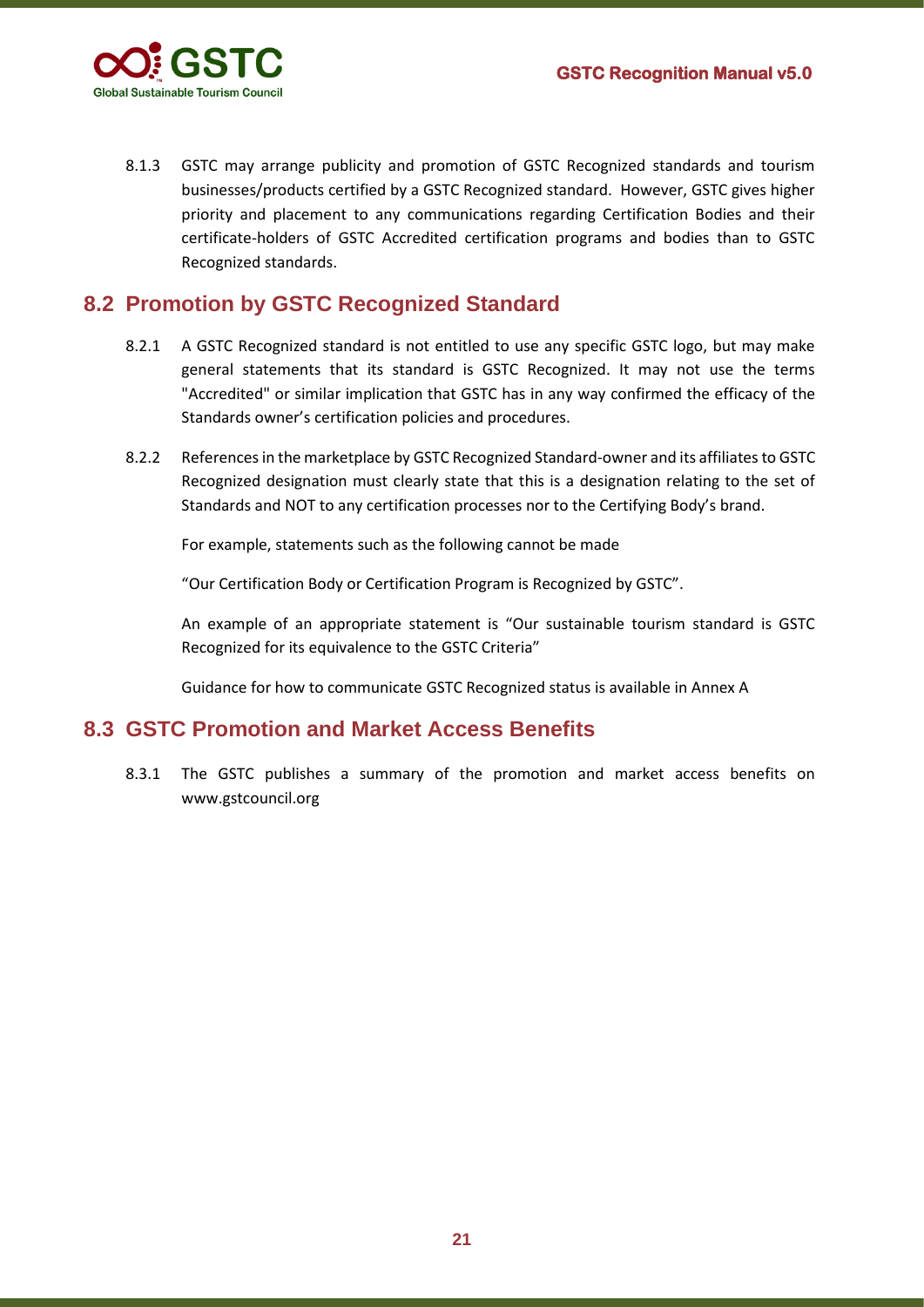8.1.3 GSTC may arrange publicity and promotion of GSTC Recognized standards and tourism businesses/products certified by a GSTC Recognized standard. However, GSTC gives higher priority and placement to any communications regarding Certification Bodies and their certificate-holders of GSTC Accredited certification programs and bodies than to GSTC Recognized standards.

## 8.2 Promotion by GSTC Recognized Standard

8.2.1 A GSTC Recognized standard is not entitled to use any specific GSTC logo, but may make general statements that its standard is GSTC Recognized. It may not use the terms "Accredited" or similar implication that GSTC has in any way confirmed the efficacy of the Standards owner's certification policies and procedures.

8.2.2 References in the marketplace by GSTC Recognized Standard-owner and its affiliates to GSTC Recognized designation must clearly state that this is a designation relating to the set of Standards and NOT to any certification processes nor to the Certifying Body's brand.

For example, statements such as the following cannot be made

"Our Certification Body or Certification Program is Recognized by GSTC".

An example of an appropriate statement is "Our sustainable tourism standard is GSTC Recognized for its equivalence to the GSTC Criteria"

Guidance for how to communicate GSTC Recognized status is available in Annex A

## 8.3 GSTC Promotion and Market Access Benefits

8.3.1 The GSTC publishes a summary of the promotion and market access benefits on www.gstcouncil.org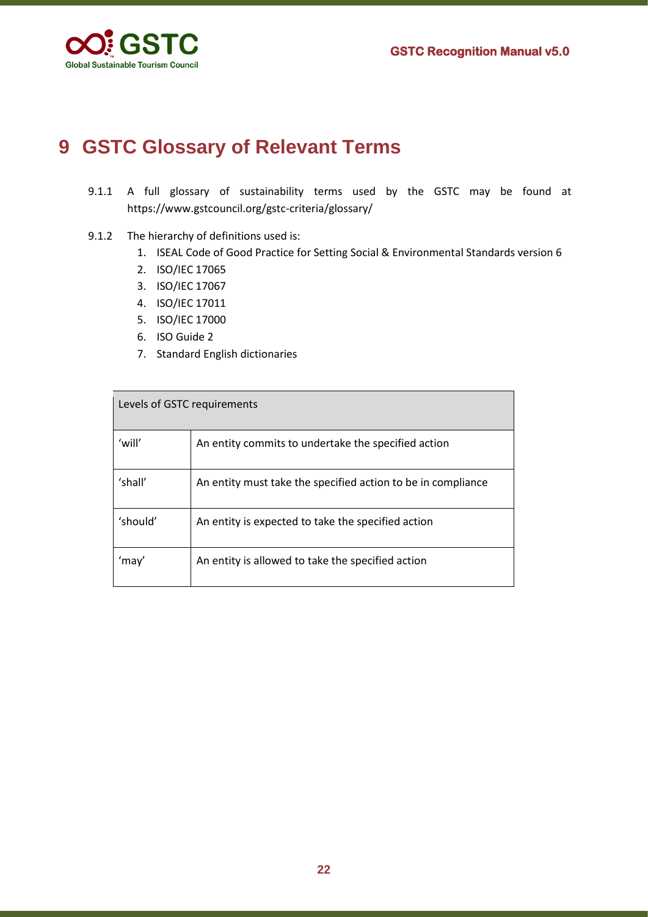# 9 GSTC Glossary of Relevant Terms

9.1.1 A full glossary of sustainability terms used by the GSTC may be found at https://www.gstcouncil.org/gstc-criteria/glossary/

9.1.2 The hierarchy of definitions used is:

1. ISEAL Code of Good Practice for Setting Social & Environmental Standards version 6
2. ISO/IEC 17065
3. ISO/IEC 17067
4. ISO/IEC 17011
5. ISO/IEC 17000
6. ISO Guide 2
7. Standard English dictionaries

| Levels of GSTC requirements | |
|---|---|
| 'will' | An entity commits to undertake the specified action |
| 'shall' | An entity must take the specified action to be in compliance |
| 'should' | An entity is expected to take the specified action |
| 'may' | An entity is allowed to take the specified action |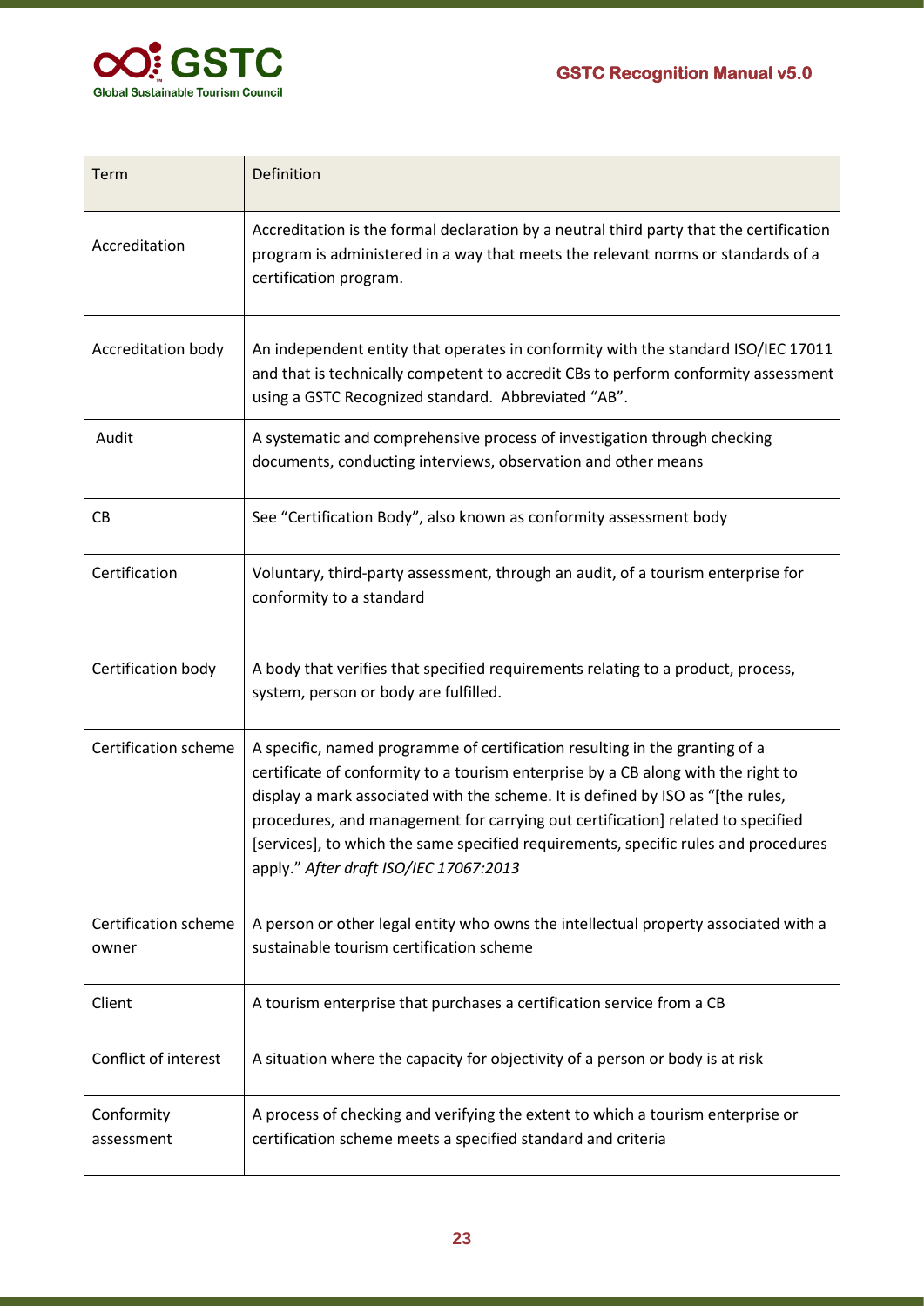| Term | Definition |
| --- | --- |
| Accreditation | Accreditation is the formal declaration by a neutral third party that the certification program is administered in a way that meets the relevant norms or standards of a certification program. |
| Accreditation body | An independent entity that operates in conformity with the standard ISO/IEC 17011 and that is technically competent to accredit CBs to perform conformity assessment using a GSTC Recognized standard. Abbreviated "AB". |
| Audit | A systematic and comprehensive process of investigation through checking documents, conducting interviews, observation and other means |
| CB | See "Certification Body", also known as conformity assessment body |
| Certification | Voluntary, third-party assessment, through an audit, of a tourism enterprise for conformity to a standard |
| Certification body | A body that verifies that specified requirements relating to a product, process, system, person or body are fulfilled. |
| Certification scheme | A specific, named programme of certification resulting in the granting of a certificate of conformity to a tourism enterprise by a CB along with the right to display a mark associated with the scheme. It is defined by ISO as "[the rules, procedures, and management for carrying out certification] related to specified [services], to which the same specified requirements, specific rules and procedures apply." *After draft ISO/IEC 17067:2013* |
| Certification scheme owner | A person or other legal entity who owns the intellectual property associated with a sustainable tourism certification scheme |
| Client | A tourism enterprise that purchases a certification service from a CB |
| Conflict of interest | A situation where the capacity for objectivity of a person or body is at risk |
| Conformity assessment | A process of checking and verifying the extent to which a tourism enterprise or certification scheme meets a specified standard and criteria |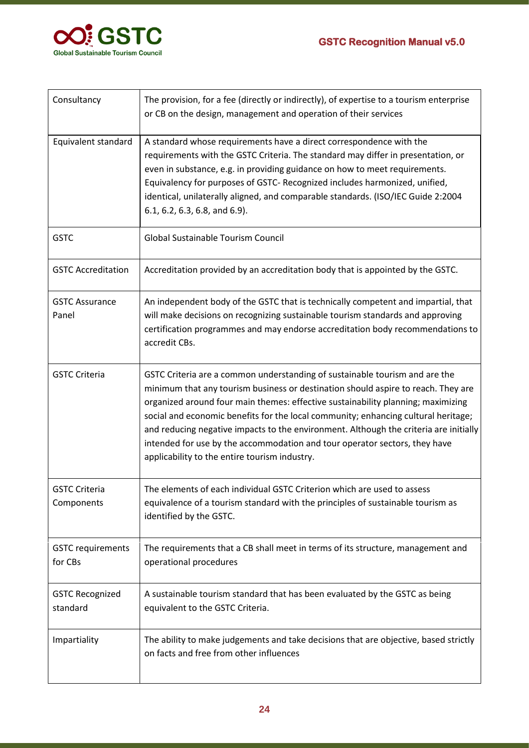| | |
|---|---|
| Consultancy | The provision, for a fee (directly or indirectly), of expertise to a tourism enterprise or CB on the design, management and operation of their services |
| Equivalent standard | A standard whose requirements have a direct correspondence with the requirements with the GSTC Criteria. The standard may differ in presentation, or even in substance, e.g. in providing guidance on how to meet requirements. Equivalency for purposes of GSTC- Recognized includes harmonized, unified, identical, unilaterally aligned, and comparable standards. (ISO/IEC Guide 2:2004 6.1, 6.2, 6.3, 6.8, and 6.9). |
| GSTC | Global Sustainable Tourism Council |
| GSTC Accreditation | Accreditation provided by an accreditation body that is appointed by the GSTC. |
| GSTC Assurance Panel | An independent body of the GSTC that is technically competent and impartial, that will make decisions on recognizing sustainable tourism standards and approving certification programmes and may endorse accreditation body recommendations to accredit CBs. |
| GSTC Criteria | GSTC Criteria are a common understanding of sustainable tourism and are the minimum that any tourism business or destination should aspire to reach. They are organized around four main themes: effective sustainability planning; maximizing social and economic benefits for the local community; enhancing cultural heritage; and reducing negative impacts to the environment. Although the criteria are initially intended for use by the accommodation and tour operator sectors, they have applicability to the entire tourism industry. |
| GSTC Criteria Components | The elements of each individual GSTC Criterion which are used to assess equivalence of a tourism standard with the principles of sustainable tourism as identified by the GSTC. |
| GSTC requirements for CBs | The requirements that a CB shall meet in terms of its structure, management and operational procedures |
| GSTC Recognized standard | A sustainable tourism standard that has been evaluated by the GSTC as being equivalent to the GSTC Criteria. |
| Impartiality | The ability to make judgements and take decisions that are objective, based strictly on facts and free from other influences |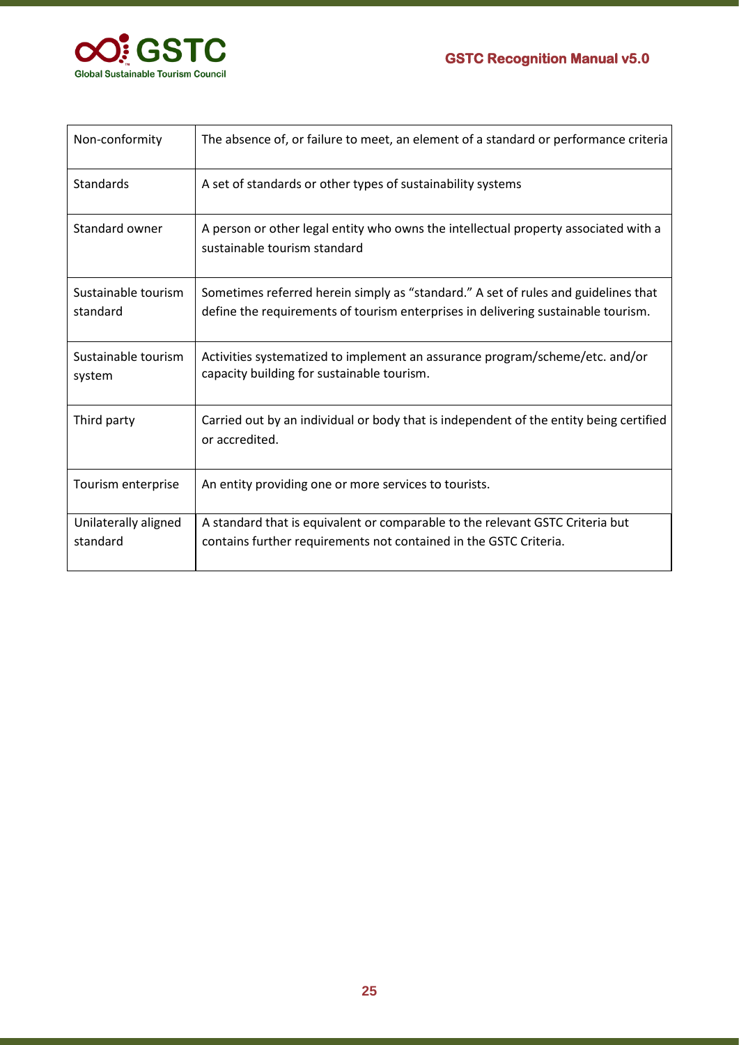| | |
|---|---|
| Non-conformity | The absence of, or failure to meet, an element of a standard or performance criteria |
| Standards | A set of standards or other types of sustainability systems |
| Standard owner | A person or other legal entity who owns the intellectual property associated with a sustainable tourism standard |
| Sustainable tourism standard | Sometimes referred herein simply as "standard." A set of rules and guidelines that define the requirements of tourism enterprises in delivering sustainable tourism. |
| Sustainable tourism system | Activities systematized to implement an assurance program/scheme/etc. and/or capacity building for sustainable tourism. |
| Third party | Carried out by an individual or body that is independent of the entity being certified or accredited. |
| Tourism enterprise | An entity providing one or more services to tourists. |
| Unilaterally aligned standard | A standard that is equivalent or comparable to the relevant GSTC Criteria but contains further requirements not contained in the GSTC Criteria. |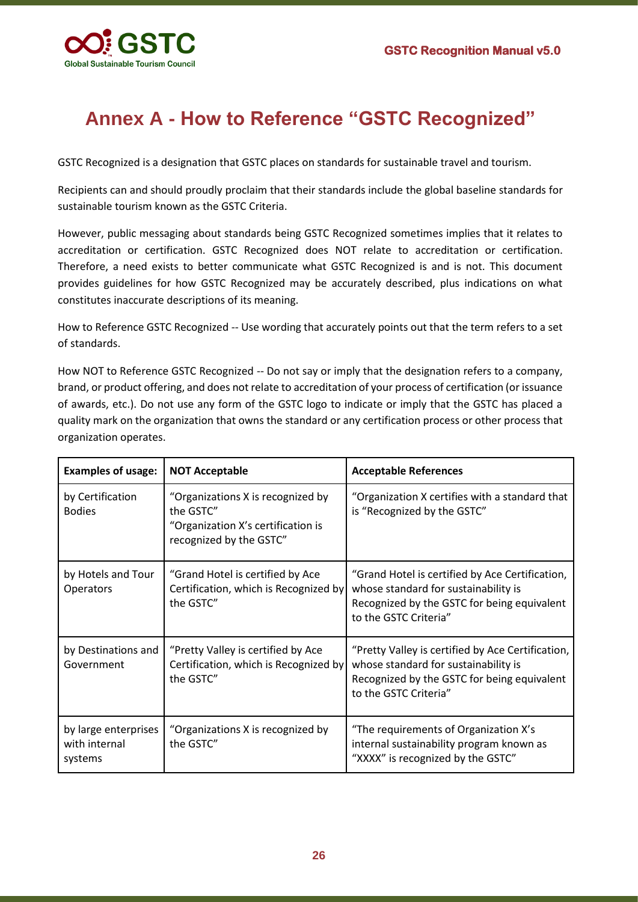# Annex A - How to Reference "GSTC Recognized"

GSTC Recognized is a designation that GSTC places on standards for sustainable travel and tourism.

Recipients can and should proudly proclaim that their standards include the global baseline standards for sustainable tourism known as the GSTC Criteria.

However, public messaging about standards being GSTC Recognized sometimes implies that it relates to accreditation or certification. GSTC Recognized does NOT relate to accreditation or certification. Therefore, a need exists to better communicate what GSTC Recognized is and is not. This document provides guidelines for how GSTC Recognized may be accurately described, plus indications on what constitutes inaccurate descriptions of its meaning.

How to Reference GSTC Recognized -- Use wording that accurately points out that the term refers to a set of standards.

How NOT to Reference GSTC Recognized -- Do not say or imply that the designation refers to a company, brand, or product offering, and does not relate to accreditation of your process of certification (or issuance of awards, etc.). Do not use any form of the GSTC logo to indicate or imply that the GSTC has placed a quality mark on the organization that owns the standard or any certification process or other process that organization operates.

| Examples of usage: | NOT Acceptable | Acceptable References |
|---|---|---|
| by Certification Bodies | "Organizations X is recognized by the GSTC"<br>"Organization X's certification is recognized by the GSTC" | "Organization X certifies with a standard that is "Recognized by the GSTC" |
| by Hotels and Tour Operators | "Grand Hotel is certified by Ace Certification, which is Recognized by the GSTC" | "Grand Hotel is certified by Ace Certification, whose standard for sustainability is Recognized by the GSTC for being equivalent to the GSTC Criteria" |
| by Destinations and Government | "Pretty Valley is certified by Ace Certification, which is Recognized by the GSTC" | "Pretty Valley is certified by Ace Certification, whose standard for sustainability is Recognized by the GSTC for being equivalent to the GSTC Criteria" |
| by large enterprises with internal systems | "Organizations X is recognized by the GSTC" | "The requirements of Organization X's internal sustainability program known as "XXXX" is recognized by the GSTC" |